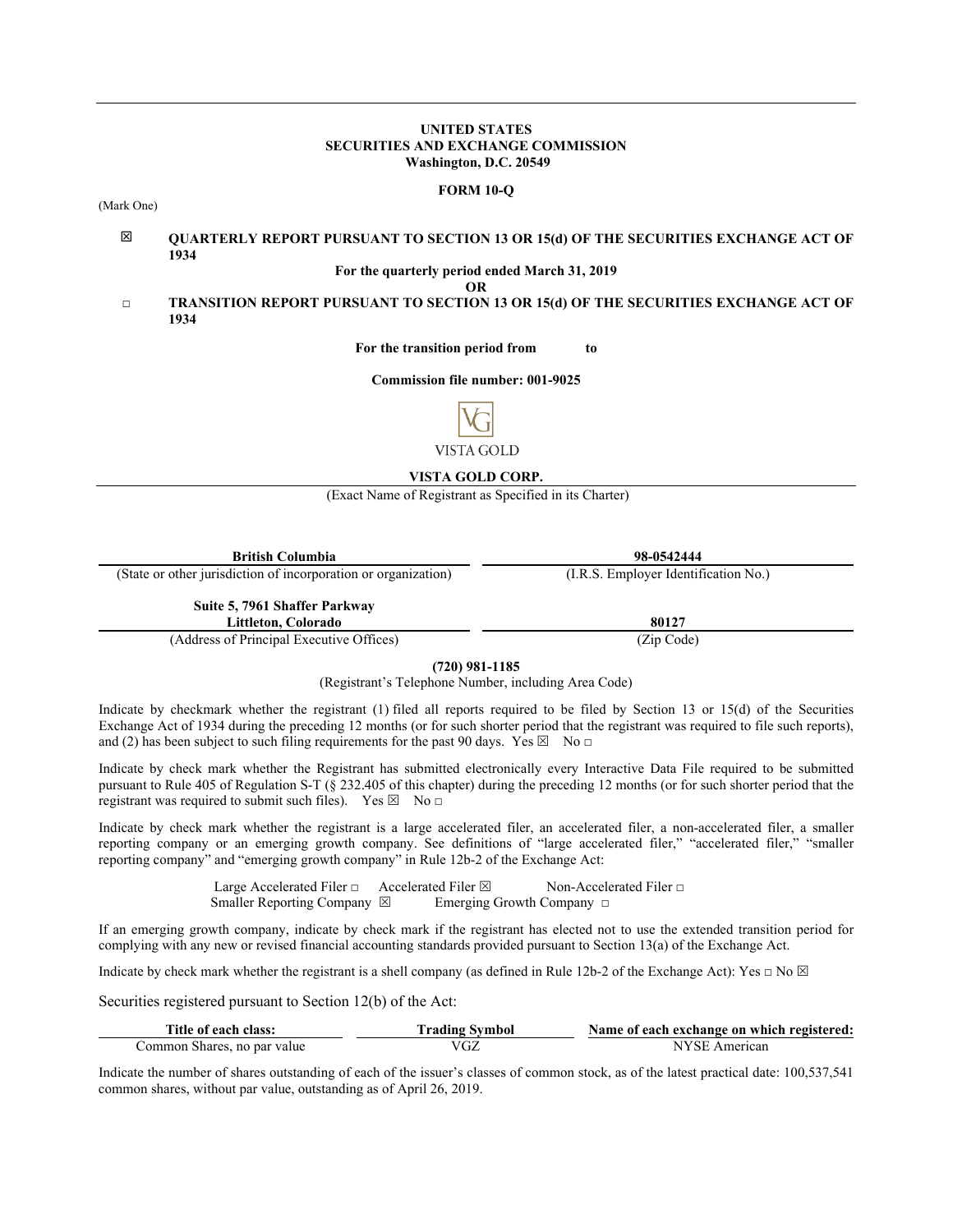**UNITED STATES**
**SECURITIES AND EXCHANGE COMMISSION**
**Washington, D.C. 20549**

**FORM 10-Q**

(Mark One)

☒ **QUARTERLY REPORT PURSUANT TO SECTION 13 OR 15(d) OF THE SECURITIES EXCHANGE ACT OF 1934**

**For the quarterly period ended March 31, 2019**

**OR**

□ **TRANSITION REPORT PURSUANT TO SECTION 13 OR 15(d) OF THE SECURITIES EXCHANGE ACT OF 1934**

**For the transition period from to**

**Commission file number: 001-9025**

VISTA GOLD

**VISTA GOLD CORP.**

(Exact Name of Registrant as Specified in its Charter)

| **British Columbia** | **98-0542444** |
|---|---|
| (State or other jurisdiction of incorporation or organization) | (I.R.S. Employer Identification No.) |
| **Suite 5, 7961 Shaffer Parkway Littleton, Colorado** | **80127** |
| (Address of Principal Executive Offices) | (Zip Code) |

**(720) 981-1185**

(Registrant's Telephone Number, including Area Code)

Indicate by checkmark whether the registrant (1) filed all reports required to be filed by Section 13 or 15(d) of the Securities Exchange Act of 1934 during the preceding 12 months (or for such shorter period that the registrant was required to file such reports), and (2) has been subject to such filing requirements for the past 90 days. Yes ☒ No □

Indicate by check mark whether the Registrant has submitted electronically every Interactive Data File required to be submitted pursuant to Rule 405 of Regulation S-T (§ 232.405 of this chapter) during the preceding 12 months (or for such shorter period that the registrant was required to submit such files). Yes ☒ No □

Indicate by check mark whether the registrant is a large accelerated filer, an accelerated filer, a non-accelerated filer, a smaller reporting company or an emerging growth company. See definitions of "large accelerated filer," "accelerated filer," "smaller reporting company" and "emerging growth company" in Rule 12b-2 of the Exchange Act:

Large Accelerated Filer □ Accelerated Filer ☒ Non-Accelerated Filer □
Smaller Reporting Company ☒ Emerging Growth Company □

If an emerging growth company, indicate by check mark if the registrant has elected not to use the extended transition period for complying with any new or revised financial accounting standards provided pursuant to Section 13(a) of the Exchange Act.

Indicate by check mark whether the registrant is a shell company (as defined in Rule 12b-2 of the Exchange Act): Yes □ No ☒

Securities registered pursuant to Section 12(b) of the Act:

| **Title of each class:** | **Trading Symbol** | **Name of each exchange on which registered:** |
|---|---|---|
| Common Shares, no par value | VGZ | NYSE American |

Indicate the number of shares outstanding of each of the issuer's classes of common stock, as of the latest practical date: 100,537,541 common shares, without par value, outstanding as of April 26, 2019.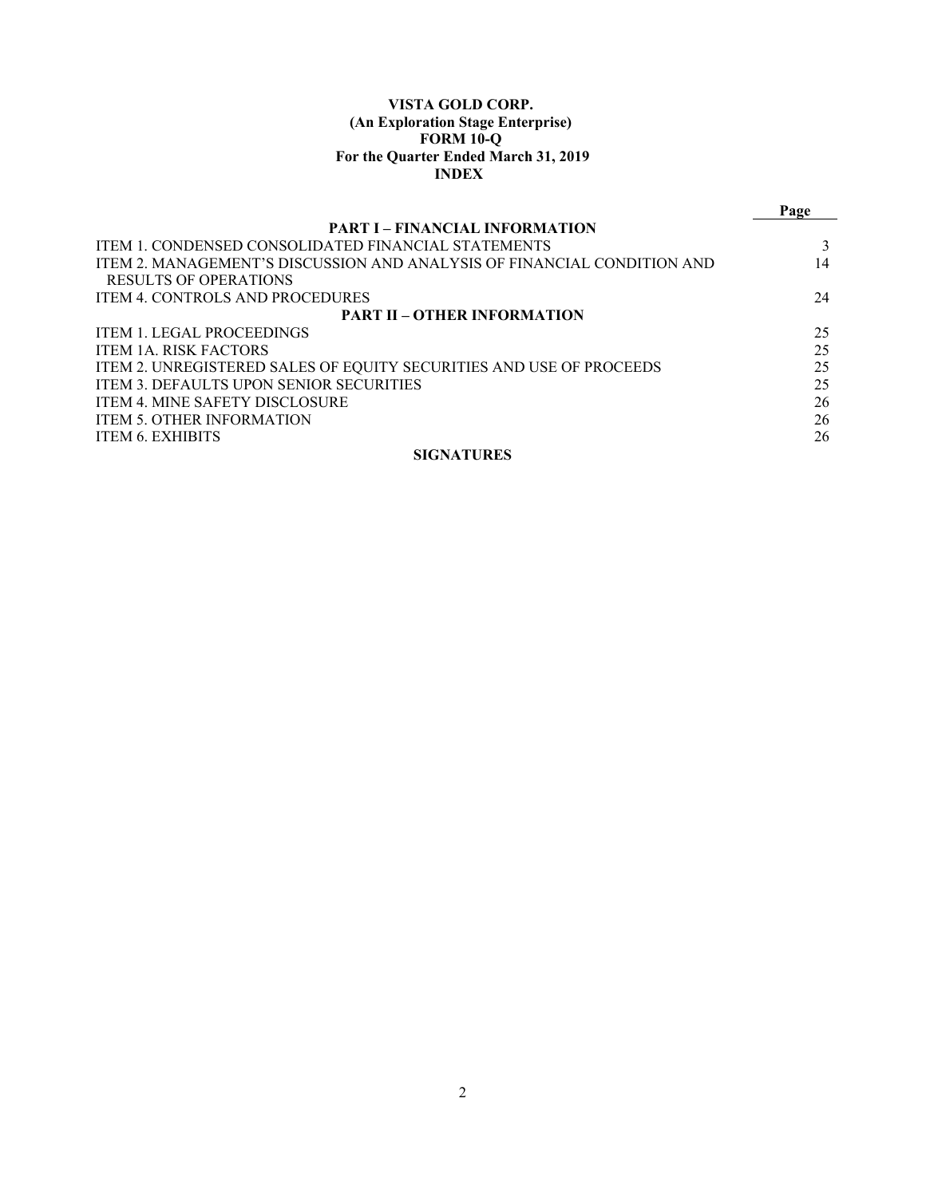**VISTA GOLD CORP.**
**(An Exploration Stage Enterprise)**
**FORM 10-Q**
**For the Quarter Ended March 31, 2019**
**INDEX**

| | Page |
|---|---|
| **PART I – FINANCIAL INFORMATION** | |
| ITEM 1. CONDENSED CONSOLIDATED FINANCIAL STATEMENTS | 3 |
| ITEM 2. MANAGEMENT'S DISCUSSION AND ANALYSIS OF FINANCIAL CONDITION AND RESULTS OF OPERATIONS | 14 |
| ITEM 4. CONTROLS AND PROCEDURES | 24 |
| **PART II – OTHER INFORMATION** | |
| ITEM 1. LEGAL PROCEEDINGS | 25 |
| ITEM 1A. RISK FACTORS | 25 |
| ITEM 2. UNREGISTERED SALES OF EQUITY SECURITIES AND USE OF PROCEEDS | 25 |
| ITEM 3. DEFAULTS UPON SENIOR SECURITIES | 25 |
| ITEM 4. MINE SAFETY DISCLOSURE | 26 |
| ITEM 5. OTHER INFORMATION | 26 |
| ITEM 6. EXHIBITS | 26 |
| **SIGNATURES** | |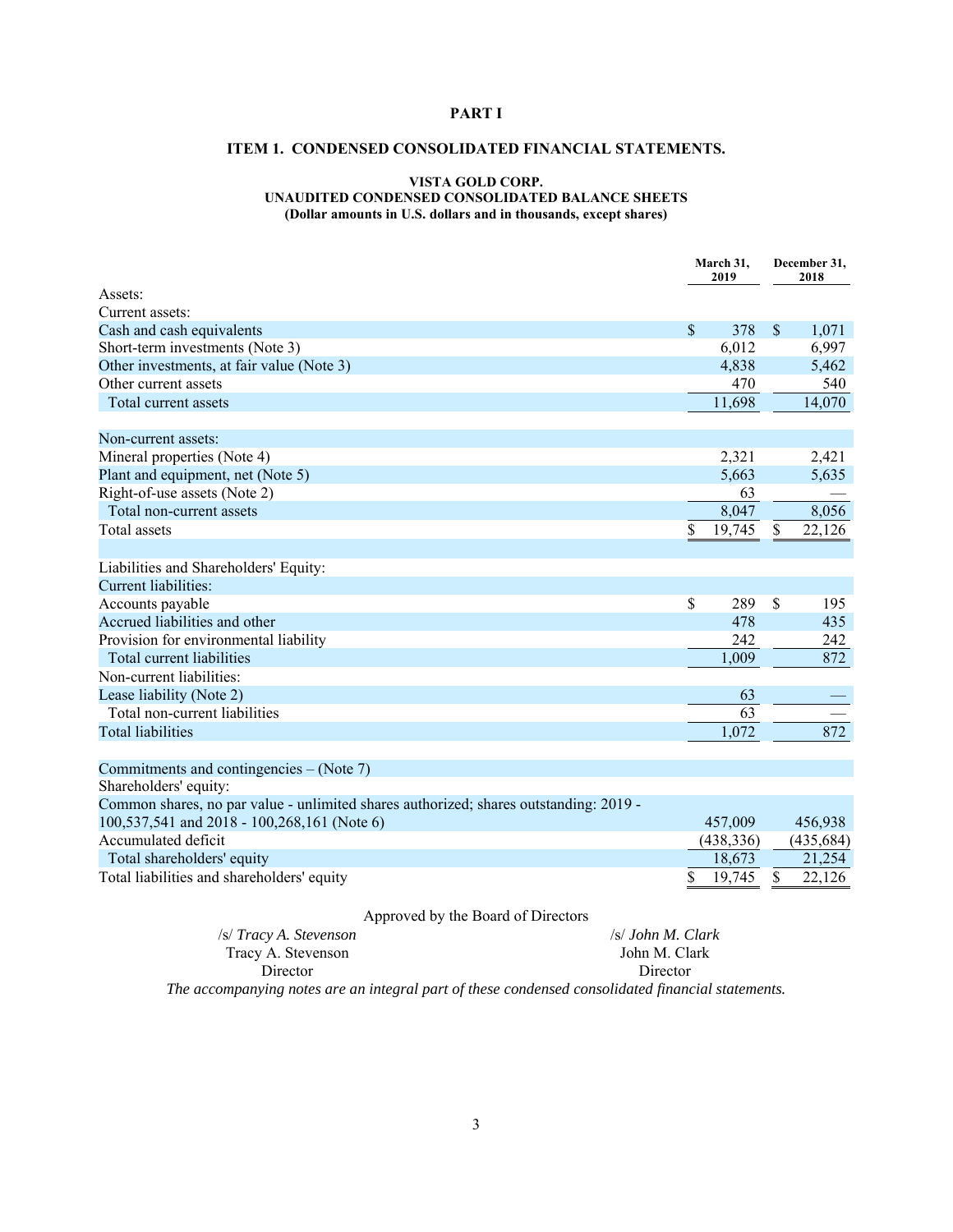# PART I

## ITEM 1. CONDENSED CONSOLIDATED FINANCIAL STATEMENTS.

### VISTA GOLD CORP.
### UNAUDITED CONDENSED CONSOLIDATED BALANCE SHEETS
### (Dollar amounts in U.S. dollars and in thousands, except shares)

| | March 31, 2019 | December 31, 2018 |
|---|---|---|
| Assets: | | |
| Current assets: | | |
| Cash and cash equivalents | $ 378 | $ 1,071 |
| Short-term investments (Note 3) | 6,012 | 6,997 |
| Other investments, at fair value (Note 3) | 4,838 | 5,462 |
| Other current assets | 470 | 540 |
| Total current assets | 11,698 | 14,070 |
| | | |
| Non-current assets: | | |
| Mineral properties (Note 4) | 2,321 | 2,421 |
| Plant and equipment, net (Note 5) | 5,663 | 5,635 |
| Right-of-use assets (Note 2) | 63 | — |
| Total non-current assets | 8,047 | 8,056 |
| Total assets | $ 19,745 | $ 22,126 |
| | | |
| Liabilities and Shareholders' Equity: | | |
| Current liabilities: | | |
| Accounts payable | $ 289 | $ 195 |
| Accrued liabilities and other | 478 | 435 |
| Provision for environmental liability | 242 | 242 |
| Total current liabilities | 1,009 | 872 |
| Non-current liabilities: | | |
| Lease liability (Note 2) | 63 | — |
| Total non-current liabilities | 63 | — |
| Total liabilities | 1,072 | 872 |
| | | |
| Commitments and contingencies – (Note 7) | | |
| Shareholders' equity: | | |
| Common shares, no par value - unlimited shares authorized; shares outstanding: 2019 - 100,537,541 and 2018 - 100,268,161 (Note 6) | 457,009 | 456,938 |
| Accumulated deficit | (438,336) | (435,684) |
| Total shareholders' equity | 18,673 | 21,254 |
| Total liabilities and shareholders' equity | $ 19,745 | $ 22,126 |

Approved by the Board of Directors

| | |
|---|---|
| /s/ *Tracy A. Stevenson* | /s/ *John M. Clark* |
| Tracy A. Stevenson | John M. Clark |
| Director | Director |

*The accompanying notes are an integral part of these condensed consolidated financial statements.*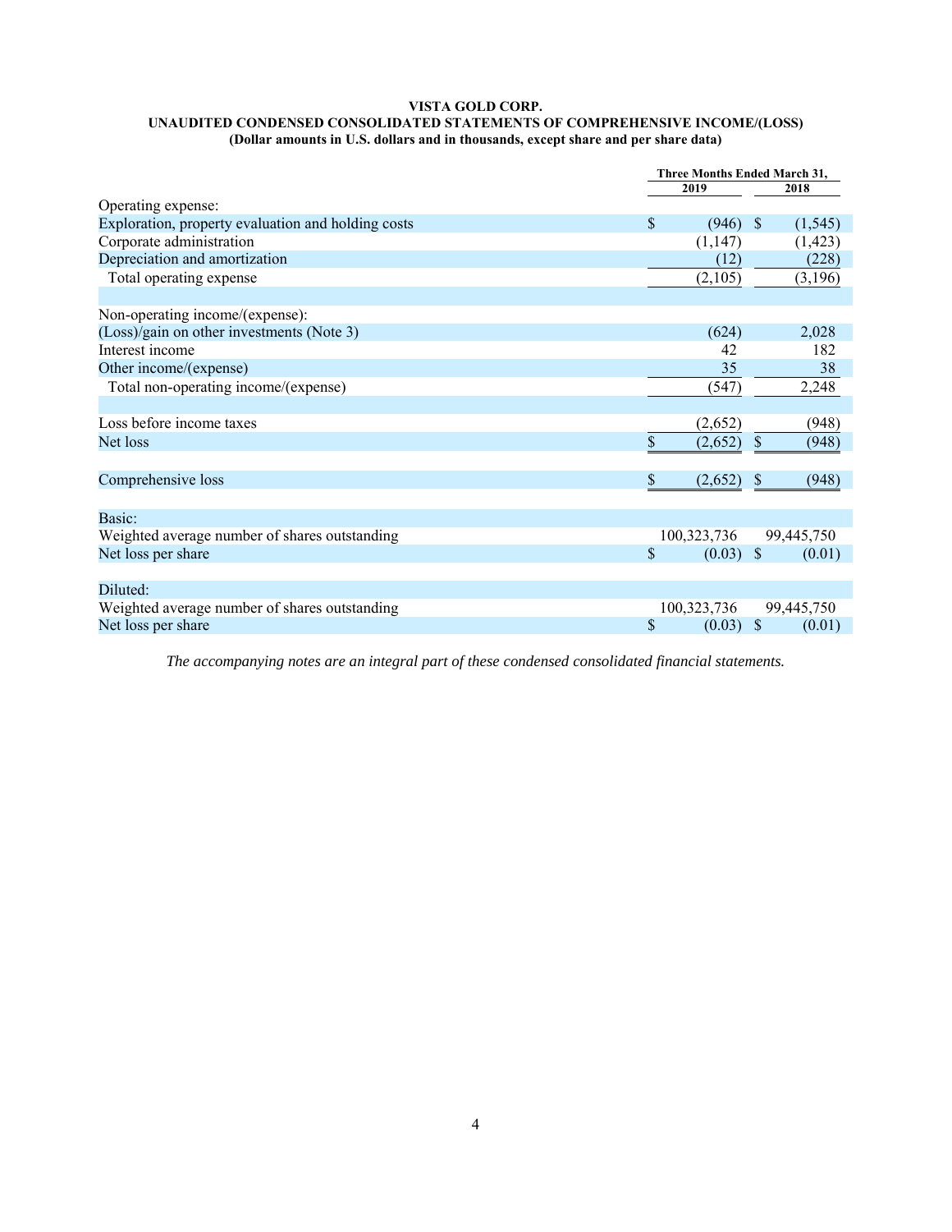**VISTA GOLD CORP.**
**UNAUDITED CONDENSED CONSOLIDATED STATEMENTS OF COMPREHENSIVE INCOME/(LOSS)**
**(Dollar amounts in U.S. dollars and in thousands, except share and per share data)**

| | Three Months Ended March 31, | |
|---|---|---|
| | 2019 | 2018 |
| Operating expense: | | |
| Exploration, property evaluation and holding costs | $ (946) | $ (1,545) |
| Corporate administration | (1,147) | (1,423) |
| Depreciation and amortization | (12) | (228) |
| Total operating expense | (2,105) | (3,196) |
| | | |
| Non-operating income/(expense): | | |
| (Loss)/gain on other investments (Note 3) | (624) | 2,028 |
| Interest income | 42 | 182 |
| Other income/(expense) | 35 | 38 |
| Total non-operating income/(expense) | (547) | 2,248 |
| | | |
| Loss before income taxes | (2,652) | (948) |
| Net loss | $ (2,652) | $ (948) |
| | | |
| Comprehensive loss | $ (2,652) | $ (948) |
| | | |
| Basic: | | |
| Weighted average number of shares outstanding | 100,323,736 | 99,445,750 |
| Net loss per share | $ (0.03) | $ (0.01) |
| | | |
| Diluted: | | |
| Weighted average number of shares outstanding | 100,323,736 | 99,445,750 |
| Net loss per share | $ (0.03) | $ (0.01) |

*The accompanying notes are an integral part of these condensed consolidated financial statements.*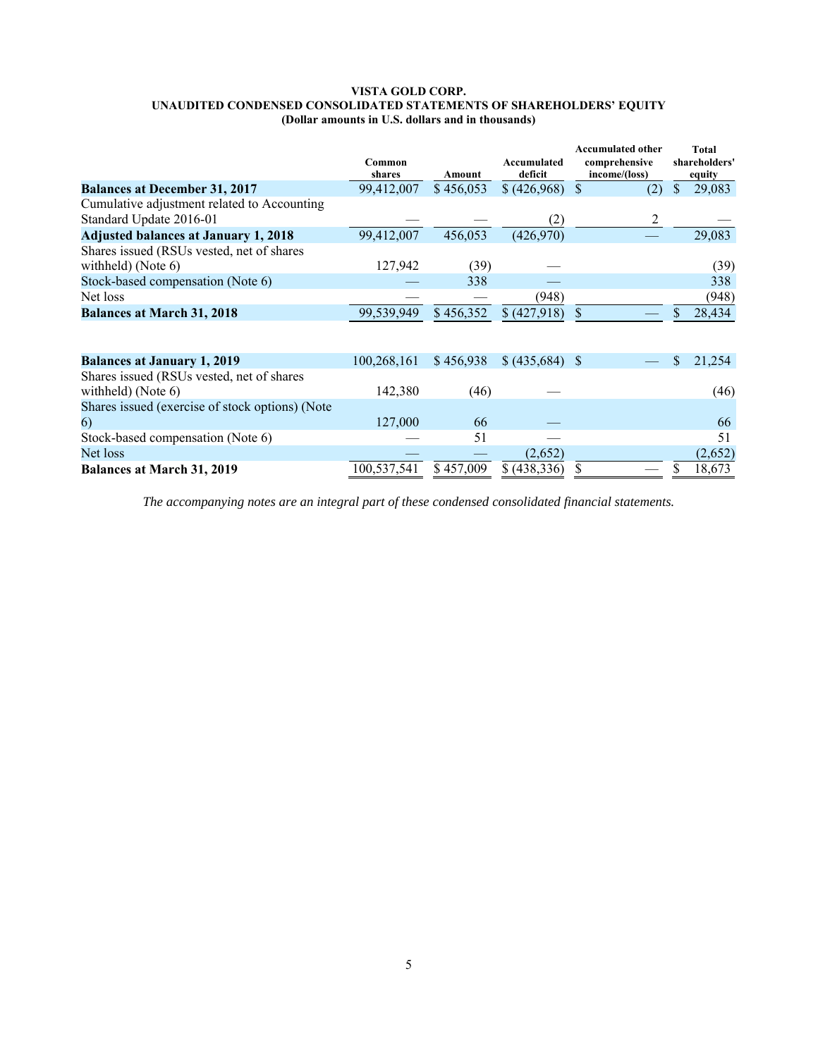**VISTA GOLD CORP.**
**UNAUDITED CONDENSED CONSOLIDATED STATEMENTS OF SHAREHOLDERS' EQUITY**
**(Dollar amounts in U.S. dollars and in thousands)**

| | Common shares | Amount | Accumulated deficit | Accumulated other comprehensive income/(loss) | Total shareholders' equity |
|---|---|---|---|---|---|
| **Balances at December 31, 2017** | 99,412,007 | $ 456,053 | $ (426,968) | $ (2) | $ 29,083 |
| Cumulative adjustment related to Accounting Standard Update 2016-01 | — | — | (2) | 2 | — |
| **Adjusted balances at January 1, 2018** | 99,412,007 | 456,053 | (426,970) | — | 29,083 |
| Shares issued (RSUs vested, net of shares withheld) (Note 6) | 127,942 | (39) | — | | (39) |
| Stock-based compensation (Note 6) | — | 338 | — | | 338 |
| Net loss | — | — | (948) | | (948) |
| **Balances at March 31, 2018** | 99,539,949 | $ 456,352 | $ (427,918) | $ — | $ 28,434 |
| | | | | | |
| **Balances at January 1, 2019** | 100,268,161 | $ 456,938 | $ (435,684) | $ — | $ 21,254 |
| Shares issued (RSUs vested, net of shares withheld) (Note 6) | 142,380 | (46) | — | | (46) |
| Shares issued (exercise of stock options) (Note 6) | 127,000 | 66 | — | | 66 |
| Stock-based compensation (Note 6) | — | 51 | — | | 51 |
| Net loss | — | — | (2,652) | | (2,652) |
| **Balances at March 31, 2019** | 100,537,541 | $ 457,009 | $ (438,336) | $ — | $ 18,673 |

*The accompanying notes are an integral part of these condensed consolidated financial statements.*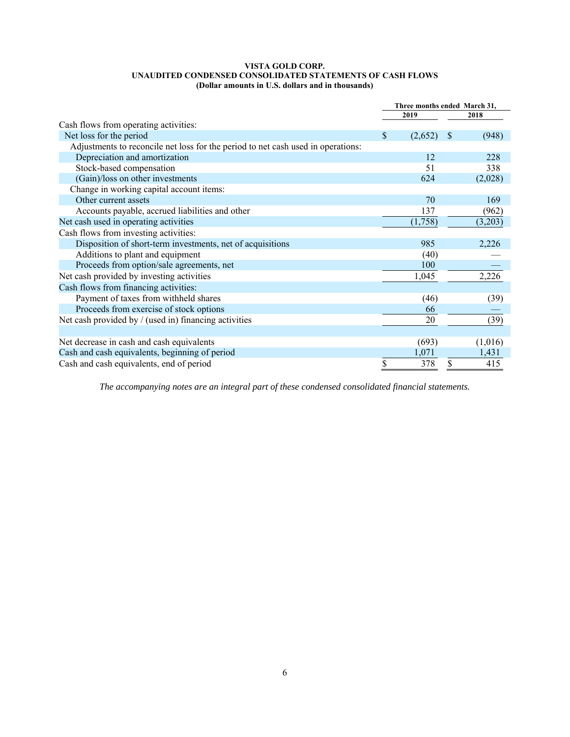**VISTA GOLD CORP.**
**UNAUDITED CONDENSED CONSOLIDATED STATEMENTS OF CASH FLOWS**
**(Dollar amounts in U.S. dollars and in thousands)**

| | Three months ended March 31, | |
|---|---|---|
| | 2019 | 2018 |
| Cash flows from operating activities: | | |
| Net loss for the period | $ (2,652) | $ (948) |
| Adjustments to reconcile net loss for the period to net cash used in operations: | | |
| Depreciation and amortization | 12 | 228 |
| Stock-based compensation | 51 | 338 |
| (Gain)/loss on other investments | 624 | (2,028) |
| Change in working capital account items: | | |
| Other current assets | 70 | 169 |
| Accounts payable, accrued liabilities and other | 137 | (962) |
| Net cash used in operating activities | (1,758) | (3,203) |
| Cash flows from investing activities: | | |
| Disposition of short-term investments, net of acquisitions | 985 | 2,226 |
| Additions to plant and equipment | (40) | — |
| Proceeds from option/sale agreements, net | 100 | — |
| Net cash provided by investing activities | 1,045 | 2,226 |
| Cash flows from financing activities: | | |
| Payment of taxes from withheld shares | (46) | (39) |
| Proceeds from exercise of stock options | 66 | — |
| Net cash provided by / (used in) financing activities | 20 | (39) |
| | | |
| Net decrease in cash and cash equivalents | (693) | (1,016) |
| Cash and cash equivalents, beginning of period | 1,071 | 1,431 |
| Cash and cash equivalents, end of period | $ 378 | $ 415 |

*The accompanying notes are an integral part of these condensed consolidated financial statements.*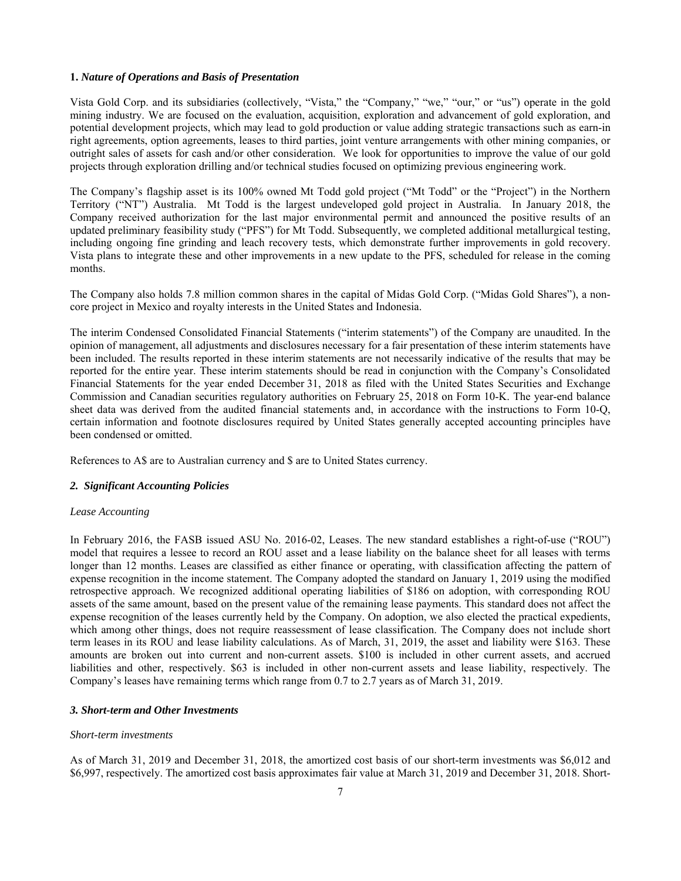**1.** ***Nature of Operations and Basis of Presentation***

Vista Gold Corp. and its subsidiaries (collectively, "Vista," the "Company," "we," "our," or "us") operate in the gold mining industry. We are focused on the evaluation, acquisition, exploration and advancement of gold exploration, and potential development projects, which may lead to gold production or value adding strategic transactions such as earn-in right agreements, option agreements, leases to third parties, joint venture arrangements with other mining companies, or outright sales of assets for cash and/or other consideration. We look for opportunities to improve the value of our gold projects through exploration drilling and/or technical studies focused on optimizing previous engineering work.

The Company's flagship asset is its 100% owned Mt Todd gold project ("Mt Todd" or the "Project") in the Northern Territory ("NT") Australia. Mt Todd is the largest undeveloped gold project in Australia. In January 2018, the Company received authorization for the last major environmental permit and announced the positive results of an updated preliminary feasibility study ("PFS") for Mt Todd. Subsequently, we completed additional metallurgical testing, including ongoing fine grinding and leach recovery tests, which demonstrate further improvements in gold recovery. Vista plans to integrate these and other improvements in a new update to the PFS, scheduled for release in the coming months.

The Company also holds 7.8 million common shares in the capital of Midas Gold Corp. ("Midas Gold Shares"), a non-core project in Mexico and royalty interests in the United States and Indonesia.

The interim Condensed Consolidated Financial Statements ("interim statements") of the Company are unaudited. In the opinion of management, all adjustments and disclosures necessary for a fair presentation of these interim statements have been included. The results reported in these interim statements are not necessarily indicative of the results that may be reported for the entire year. These interim statements should be read in conjunction with the Company's Consolidated Financial Statements for the year ended December 31, 2018 as filed with the United States Securities and Exchange Commission and Canadian securities regulatory authorities on February 25, 2018 on Form 10-K. The year-end balance sheet data was derived from the audited financial statements and, in accordance with the instructions to Form 10-Q, certain information and footnote disclosures required by United States generally accepted accounting principles have been condensed or omitted.

References to A$ are to Australian currency and $ are to United States currency.

## *2. Significant Accounting Policies*

*Lease Accounting*

In February 2016, the FASB issued ASU No. 2016-02, Leases. The new standard establishes a right-of-use ("ROU") model that requires a lessee to record an ROU asset and a lease liability on the balance sheet for all leases with terms longer than 12 months. Leases are classified as either finance or operating, with classification affecting the pattern of expense recognition in the income statement. The Company adopted the standard on January 1, 2019 using the modified retrospective approach. We recognized additional operating liabilities of $186 on adoption, with corresponding ROU assets of the same amount, based on the present value of the remaining lease payments. This standard does not affect the expense recognition of the leases currently held by the Company. On adoption, we also elected the practical expedients, which among other things, does not require reassessment of lease classification. The Company does not include short term leases in its ROU and lease liability calculations. As of March, 31, 2019, the asset and liability were $163. These amounts are broken out into current and non-current assets. $100 is included in other current assets, and accrued liabilities and other, respectively. $63 is included in other non-current assets and lease liability, respectively. The Company's leases have remaining terms which range from 0.7 to 2.7 years as of March 31, 2019.

## *3. Short-term and Other Investments*

*Short-term investments*

As of March 31, 2019 and December 31, 2018, the amortized cost basis of our short-term investments was $6,012 and $6,997, respectively. The amortized cost basis approximates fair value at March 31, 2019 and December 31, 2018. Short-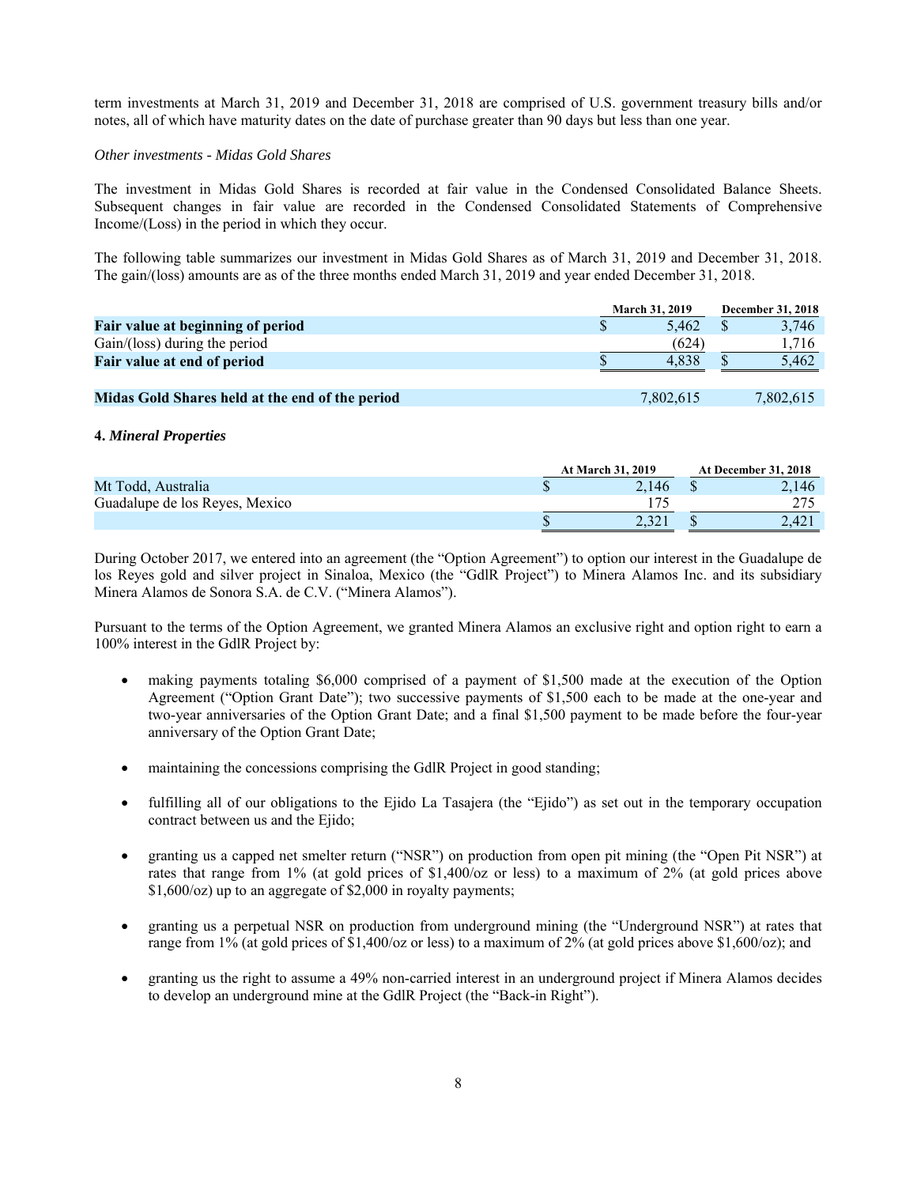term investments at March 31, 2019 and December 31, 2018 are comprised of U.S. government treasury bills and/or notes, all of which have maturity dates on the date of purchase greater than 90 days but less than one year.

*Other investments - Midas Gold Shares*

The investment in Midas Gold Shares is recorded at fair value in the Condensed Consolidated Balance Sheets. Subsequent changes in fair value are recorded in the Condensed Consolidated Statements of Comprehensive Income/(Loss) in the period in which they occur.

The following table summarizes our investment in Midas Gold Shares as of March 31, 2019 and December 31, 2018. The gain/(loss) amounts are as of the three months ended March 31, 2019 and year ended December 31, 2018.

| | March 31, 2019 | December 31, 2018 |
|---|---|---|
| **Fair value at beginning of period** | $ 5,462 | $ 3,746 |
| Gain/(loss) during the period | (624) | 1,716 |
| **Fair value at end of period** | $ 4,838 | $ 5,462 |
| | | |
| **Midas Gold Shares held at the end of the period** | 7,802,615 | 7,802,615 |

**4. *Mineral Properties***

| | At March 31, 2019 | At December 31, 2018 |
|---|---|---|
| Mt Todd, Australia | $ 2,146 | $ 2,146 |
| Guadalupe de los Reyes, Mexico | 175 | 275 |
| | $ 2,321 | $ 2,421 |

During October 2017, we entered into an agreement (the "Option Agreement") to option our interest in the Guadalupe de los Reyes gold and silver project in Sinaloa, Mexico (the "GdlR Project") to Minera Alamos Inc. and its subsidiary Minera Alamos de Sonora S.A. de C.V. ("Minera Alamos").

Pursuant to the terms of the Option Agreement, we granted Minera Alamos an exclusive right and option right to earn a 100% interest in the GdlR Project by:

- making payments totaling $6,000 comprised of a payment of $1,500 made at the execution of the Option Agreement ("Option Grant Date"); two successive payments of $1,500 each to be made at the one-year and two-year anniversaries of the Option Grant Date; and a final $1,500 payment to be made before the four-year anniversary of the Option Grant Date;
- maintaining the concessions comprising the GdlR Project in good standing;
- fulfilling all of our obligations to the Ejido La Tasajera (the "Ejido") as set out in the temporary occupation contract between us and the Ejido;
- granting us a capped net smelter return ("NSR") on production from open pit mining (the "Open Pit NSR") at rates that range from 1% (at gold prices of $1,400/oz or less) to a maximum of 2% (at gold prices above $1,600/oz) up to an aggregate of $2,000 in royalty payments;
- granting us a perpetual NSR on production from underground mining (the "Underground NSR") at rates that range from 1% (at gold prices of $1,400/oz or less) to a maximum of 2% (at gold prices above $1,600/oz); and
- granting us the right to assume a 49% non-carried interest in an underground project if Minera Alamos decides to develop an underground mine at the GdlR Project (the "Back-in Right").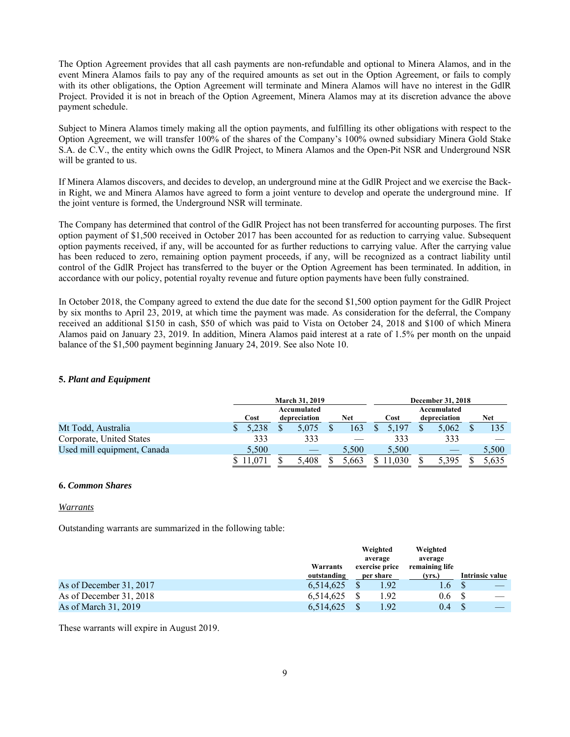The Option Agreement provides that all cash payments are non-refundable and optional to Minera Alamos, and in the event Minera Alamos fails to pay any of the required amounts as set out in the Option Agreement, or fails to comply with its other obligations, the Option Agreement will terminate and Minera Alamos will have no interest in the GdlR Project. Provided it is not in breach of the Option Agreement, Minera Alamos may at its discretion advance the above payment schedule.

Subject to Minera Alamos timely making all the option payments, and fulfilling its other obligations with respect to the Option Agreement, we will transfer 100% of the shares of the Company's 100% owned subsidiary Minera Gold Stake S.A. de C.V., the entity which owns the GdlR Project, to Minera Alamos and the Open-Pit NSR and Underground NSR will be granted to us.

If Minera Alamos discovers, and decides to develop, an underground mine at the GdlR Project and we exercise the Back-in Right, we and Minera Alamos have agreed to form a joint venture to develop and operate the underground mine. If the joint venture is formed, the Underground NSR will terminate.

The Company has determined that control of the GdlR Project has not been transferred for accounting purposes. The first option payment of $1,500 received in October 2017 has been accounted for as reduction to carrying value. Subsequent option payments received, if any, will be accounted for as further reductions to carrying value. After the carrying value has been reduced to zero, remaining option payment proceeds, if any, will be recognized as a contract liability until control of the GdlR Project has transferred to the buyer or the Option Agreement has been terminated. In addition, in accordance with our policy, potential royalty revenue and future option payments have been fully constrained.

In October 2018, the Company agreed to extend the due date for the second $1,500 option payment for the GdlR Project by six months to April 23, 2019, at which time the payment was made. As consideration for the deferral, the Company received an additional $150 in cash, $50 of which was paid to Vista on October 24, 2018 and $100 of which Minera Alamos paid on January 23, 2019. In addition, Minera Alamos paid interest at a rate of 1.5% per month on the unpaid balance of the $1,500 payment beginning January 24, 2019. See also Note 10.

**5.** ***Plant and Equipment***

| | March 31, 2019 | | | December 31, 2018 | | |
|---|---|---|---|---|---|---|
| | Cost | Accumulated depreciation | Net | Cost | Accumulated depreciation | Net |
| Mt Todd, Australia | $ 5,238 | $ 5,075 | $ 163 | $ 5,197 | $ 5,062 | $ 135 |
| Corporate, United States | 333 | 333 | — | 333 | 333 | — |
| Used mill equipment, Canada | 5,500 | — | 5,500 | 5,500 | — | 5,500 |
| | $ 11,071 | $ 5,408 | $ 5,663 | $ 11,030 | $ 5,395 | $ 5,635 |

**6.** ***Common Shares***

*Warrants*

Outstanding warrants are summarized in the following table:

| | Warrants outstanding | Weighted average exercise price per share | Weighted average remaining life (yrs.) | Intrinsic value |
|---|---|---|---|---|
| As of December 31, 2017 | 6,514,625 | $ 1.92 | 1.6 | $ — |
| As of December 31, 2018 | 6,514,625 | $ 1.92 | 0.6 | $ — |
| As of March 31, 2019 | 6,514,625 | $ 1.92 | 0.4 | $ — |

These warrants will expire in August 2019.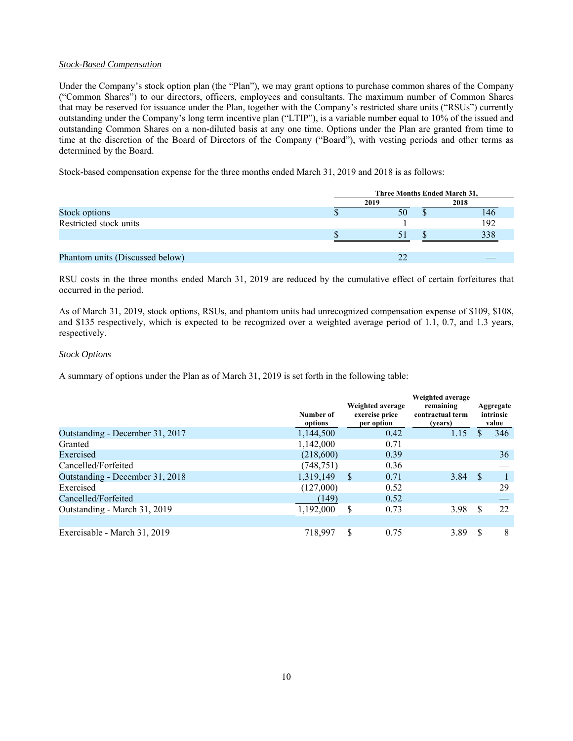*Stock-Based Compensation*

Under the Company's stock option plan (the "Plan"), we may grant options to purchase common shares of the Company ("Common Shares") to our directors, officers, employees and consultants. The maximum number of Common Shares that may be reserved for issuance under the Plan, together with the Company's restricted share units ("RSUs") currently outstanding under the Company's long term incentive plan ("LTIP"), is a variable number equal to 10% of the issued and outstanding Common Shares on a non-diluted basis at any one time. Options under the Plan are granted from time to time at the discretion of the Board of Directors of the Company ("Board"), with vesting periods and other terms as determined by the Board.

Stock-based compensation expense for the three months ended March 31, 2019 and 2018 is as follows:

| | Three Months Ended March 31, | |
|---|---|---|
| | 2019 | 2018 |
| Stock options | $ 50 | $ 146 |
| Restricted stock units | 1 | 192 |
| | $ 51 | $ 338 |
| | | |
| Phantom units (Discussed below) | 22 | — |

RSU costs in the three months ended March 31, 2019 are reduced by the cumulative effect of certain forfeitures that occurred in the period.

As of March 31, 2019, stock options, RSUs, and phantom units had unrecognized compensation expense of $109, $108, and $135 respectively, which is expected to be recognized over a weighted average period of 1.1, 0.7, and 1.3 years, respectively.

*Stock Options*

A summary of options under the Plan as of March 31, 2019 is set forth in the following table:

| | Number of options | Weighted average exercise price per option | Weighted average remaining contractual term (years) | Aggregate intrinsic value |
|---|---|---|---|---|
| Outstanding - December 31, 2017 | 1,144,500 | 0.42 | 1.15 | $ 346 |
| Granted | 1,142,000 | 0.71 | | |
| Exercised | (218,600) | 0.39 | | 36 |
| Cancelled/Forfeited | (748,751) | 0.36 | | — |
| Outstanding - December 31, 2018 | 1,319,149 | $ 0.71 | 3.84 | $ 1 |
| Exercised | (127,000) | 0.52 | | 29 |
| Cancelled/Forfeited | (149) | 0.52 | | — |
| Outstanding - March 31, 2019 | 1,192,000 | $ 0.73 | 3.98 | $ 22 |
| | | | | |
| Exercisable - March 31, 2019 | 718,997 | $ 0.75 | 3.89 | $ 8 |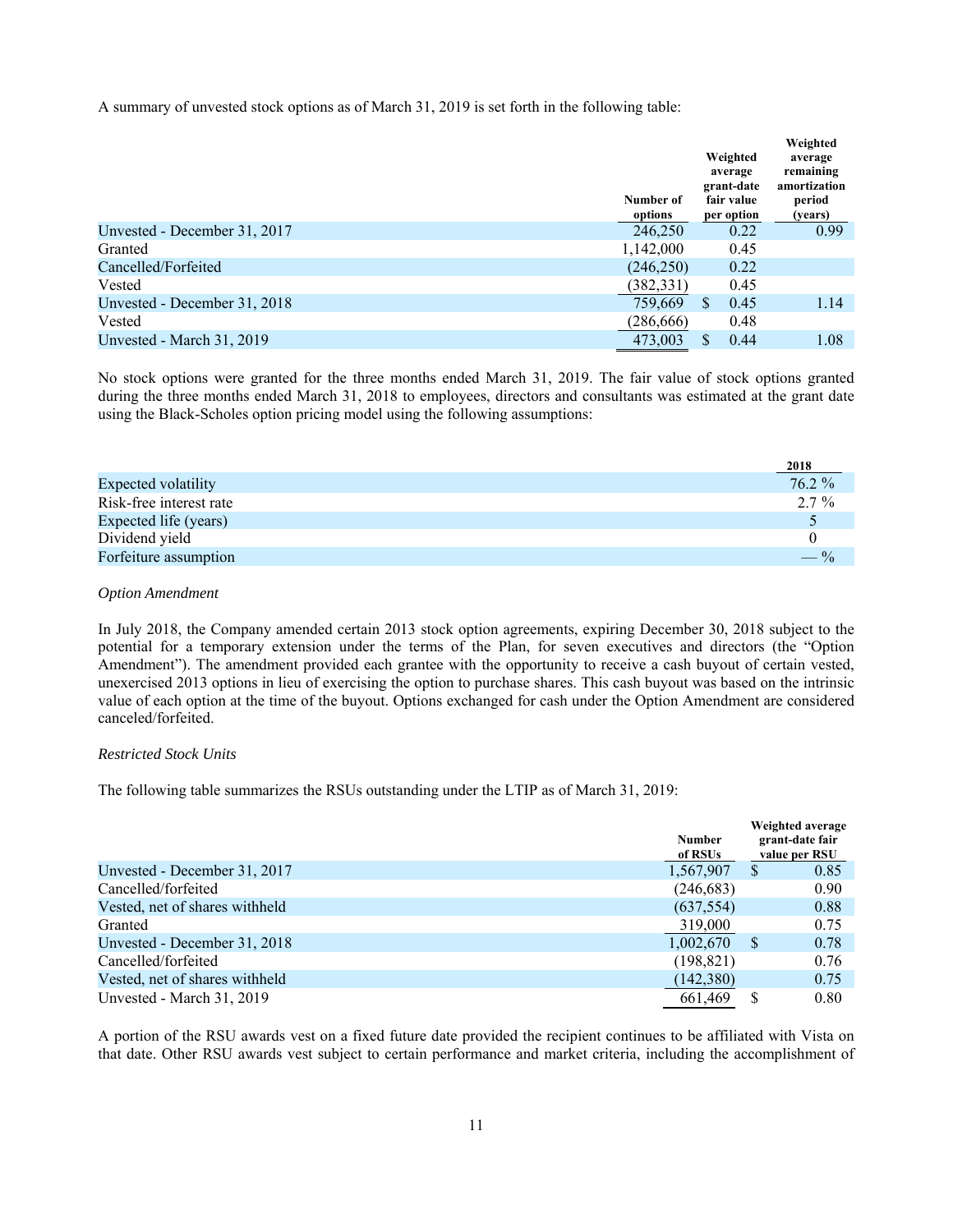A summary of unvested stock options as of March 31, 2019 is set forth in the following table:

| | Number of options | Weighted average grant-date fair value per option | Weighted average remaining amortization period (years) |
|---|---|---|---|
| Unvested - December 31, 2017 | 246,250 | 0.22 | 0.99 |
| Granted | 1,142,000 | 0.45 | |
| Cancelled/Forfeited | (246,250) | 0.22 | |
| Vested | (382,331) | 0.45 | |
| Unvested - December 31, 2018 | 759,669 | $ 0.45 | 1.14 |
| Vested | (286,666) | 0.48 | |
| Unvested - March 31, 2019 | 473,003 | $ 0.44 | 1.08 |

No stock options were granted for the three months ended March 31, 2019. The fair value of stock options granted during the three months ended March 31, 2018 to employees, directors and consultants was estimated at the grant date using the Black-Scholes option pricing model using the following assumptions:

| | 2018 |
|---|---|
| Expected volatility | 76.2 % |
| Risk-free interest rate | 2.7 % |
| Expected life (years) | 5 |
| Dividend yield | 0 |
| Forfeiture assumption | — % |

*Option Amendment*

In July 2018, the Company amended certain 2013 stock option agreements, expiring December 30, 2018 subject to the potential for a temporary extension under the terms of the Plan, for seven executives and directors (the "Option Amendment"). The amendment provided each grantee with the opportunity to receive a cash buyout of certain vested, unexercised 2013 options in lieu of exercising the option to purchase shares. This cash buyout was based on the intrinsic value of each option at the time of the buyout. Options exchanged for cash under the Option Amendment are considered canceled/forfeited.

*Restricted Stock Units*

The following table summarizes the RSUs outstanding under the LTIP as of March 31, 2019:

| | Number of RSUs | Weighted average grant-date fair value per RSU |
|---|---|---|
| Unvested - December 31, 2017 | 1,567,907 | $ 0.85 |
| Cancelled/forfeited | (246,683) | 0.90 |
| Vested, net of shares withheld | (637,554) | 0.88 |
| Granted | 319,000 | 0.75 |
| Unvested - December 31, 2018 | 1,002,670 | $ 0.78 |
| Cancelled/forfeited | (198,821) | 0.76 |
| Vested, net of shares withheld | (142,380) | 0.75 |
| Unvested - March 31, 2019 | 661,469 | $ 0.80 |

A portion of the RSU awards vest on a fixed future date provided the recipient continues to be affiliated with Vista on that date. Other RSU awards vest subject to certain performance and market criteria, including the accomplishment of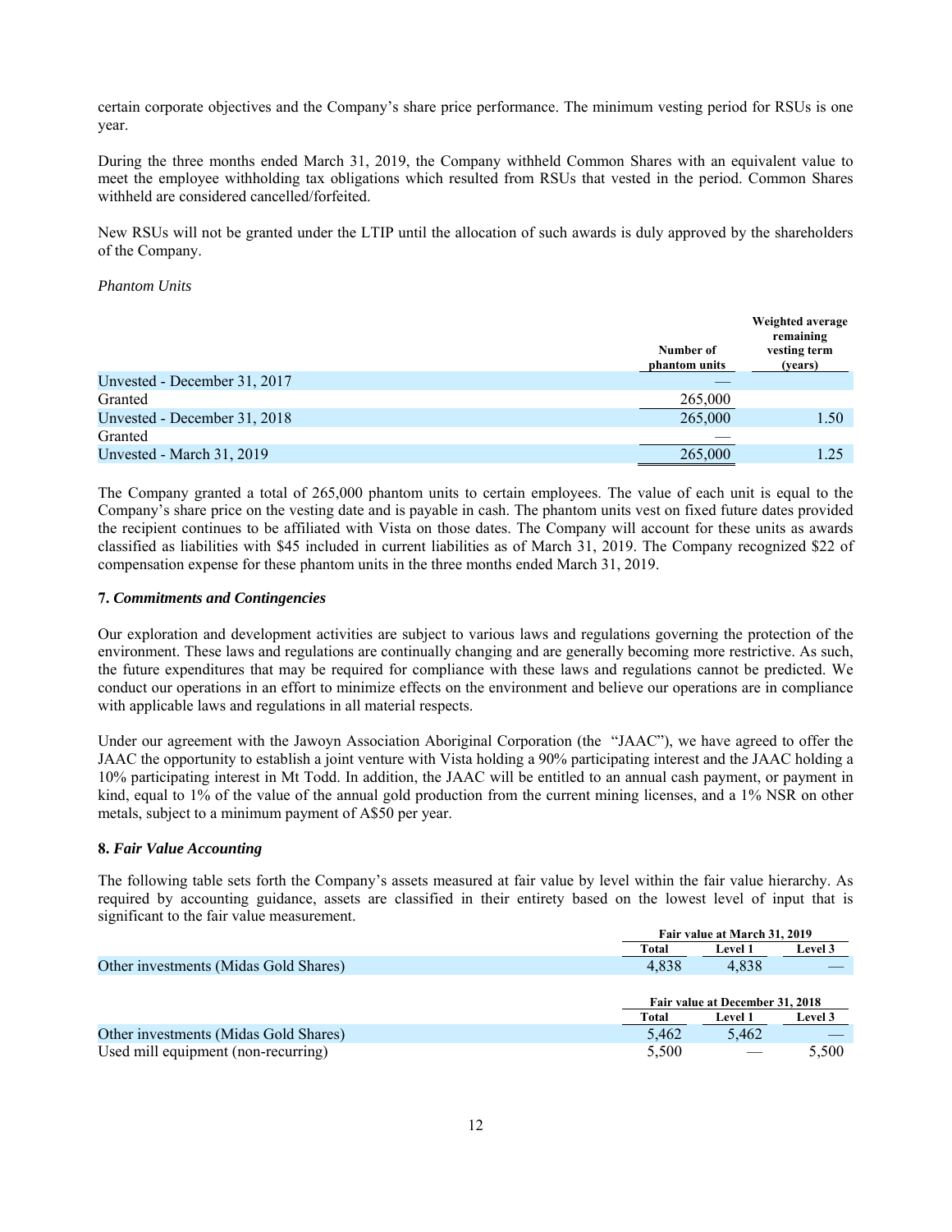certain corporate objectives and the Company's share price performance. The minimum vesting period for RSUs is one year.

During the three months ended March 31, 2019, the Company withheld Common Shares with an equivalent value to meet the employee withholding tax obligations which resulted from RSUs that vested in the period. Common Shares withheld are considered cancelled/forfeited.

New RSUs will not be granted under the LTIP until the allocation of such awards is duly approved by the shareholders of the Company.

*Phantom Units*

| | Number of phantom units | Weighted average remaining vesting term (years) |
|---|---|---|
| Unvested - December 31, 2017 | — | |
| Granted | 265,000 | |
| Unvested - December 31, 2018 | 265,000 | 1.50 |
| Granted | — | |
| Unvested - March 31, 2019 | 265,000 | 1.25 |

The Company granted a total of 265,000 phantom units to certain employees. The value of each unit is equal to the Company's share price on the vesting date and is payable in cash. The phantom units vest on fixed future dates provided the recipient continues to be affiliated with Vista on those dates. The Company will account for these units as awards classified as liabilities with $45 included in current liabilities as of March 31, 2019. The Company recognized $22 of compensation expense for these phantom units in the three months ended March 31, 2019.

### 7. *Commitments and Contingencies*

Our exploration and development activities are subject to various laws and regulations governing the protection of the environment. These laws and regulations are continually changing and are generally becoming more restrictive. As such, the future expenditures that may be required for compliance with these laws and regulations cannot be predicted. We conduct our operations in an effort to minimize effects on the environment and believe our operations are in compliance with applicable laws and regulations in all material respects.

Under our agreement with the Jawoyn Association Aboriginal Corporation (the "JAAC"), we have agreed to offer the JAAC the opportunity to establish a joint venture with Vista holding a 90% participating interest and the JAAC holding a 10% participating interest in Mt Todd. In addition, the JAAC will be entitled to an annual cash payment, or payment in kind, equal to 1% of the value of the annual gold production from the current mining licenses, and a 1% NSR on other metals, subject to a minimum payment of A$50 per year.

### 8. *Fair Value Accounting*

The following table sets forth the Company's assets measured at fair value by level within the fair value hierarchy. As required by accounting guidance, assets are classified in their entirety based on the lowest level of input that is significant to the fair value measurement.

| | Fair value at March 31, 2019 | | |
|---|---|---|---|
| | Total | Level 1 | Level 3 |
| Other investments (Midas Gold Shares) | 4,838 | 4,838 | — |

| | Fair value at December 31, 2018 | | |
|---|---|---|---|
| | Total | Level 1 | Level 3 |
| Other investments (Midas Gold Shares) | 5,462 | 5,462 | — |
| Used mill equipment (non-recurring) | 5,500 | — | 5,500 |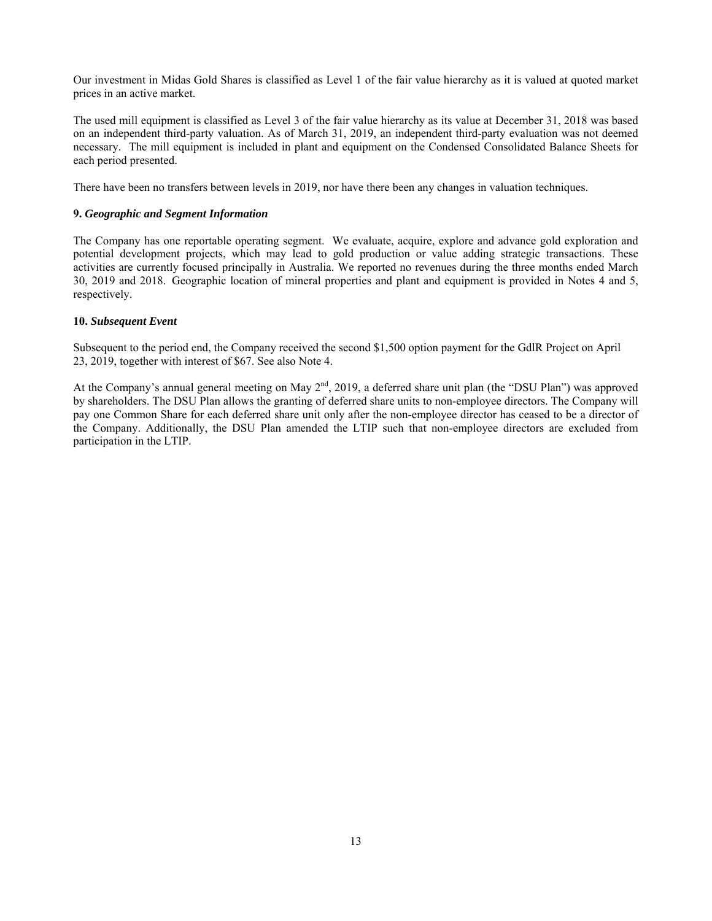Our investment in Midas Gold Shares is classified as Level 1 of the fair value hierarchy as it is valued at quoted market prices in an active market.

The used mill equipment is classified as Level 3 of the fair value hierarchy as its value at December 31, 2018 was based on an independent third-party valuation. As of March 31, 2019, an independent third-party evaluation was not deemed necessary. The mill equipment is included in plant and equipment on the Condensed Consolidated Balance Sheets for each period presented.

There have been no transfers between levels in 2019, nor have there been any changes in valuation techniques.

**9.** ***Geographic and Segment Information***

The Company has one reportable operating segment. We evaluate, acquire, explore and advance gold exploration and potential development projects, which may lead to gold production or value adding strategic transactions. These activities are currently focused principally in Australia. We reported no revenues during the three months ended March 30, 2019 and 2018. Geographic location of mineral properties and plant and equipment is provided in Notes 4 and 5, respectively.

**10.** ***Subsequent Event***

Subsequent to the period end, the Company received the second $1,500 option payment for the GdlR Project on April 23, 2019, together with interest of $67. See also Note 4.

At the Company's annual general meeting on May 2nd, 2019, a deferred share unit plan (the "DSU Plan") was approved by shareholders. The DSU Plan allows the granting of deferred share units to non-employee directors. The Company will pay one Common Share for each deferred share unit only after the non-employee director has ceased to be a director of the Company. Additionally, the DSU Plan amended the LTIP such that non-employee directors are excluded from participation in the LTIP.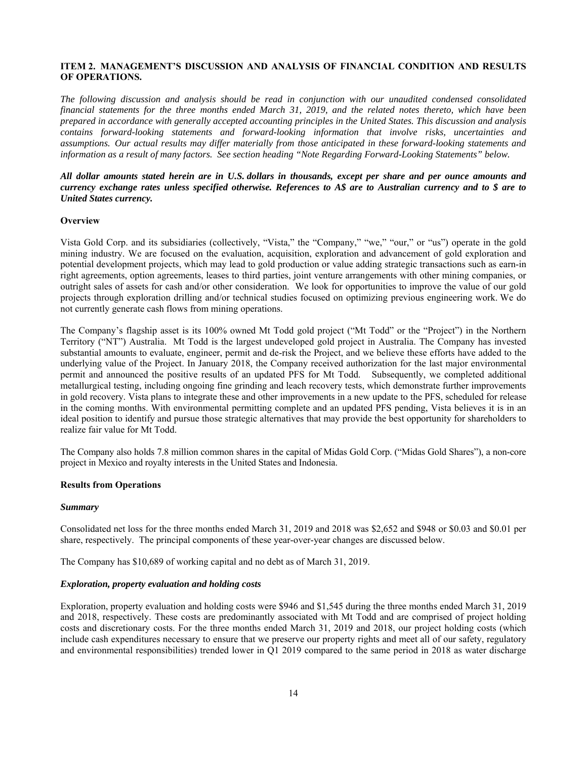## ITEM 2. MANAGEMENT'S DISCUSSION AND ANALYSIS OF FINANCIAL CONDITION AND RESULTS OF OPERATIONS.

*The following discussion and analysis should be read in conjunction with our unaudited condensed consolidated financial statements for the three months ended March 31, 2019, and the related notes thereto, which have been prepared in accordance with generally accepted accounting principles in the United States. This discussion and analysis contains forward-looking statements and forward-looking information that involve risks, uncertainties and assumptions. Our actual results may differ materially from those anticipated in these forward-looking statements and information as a result of many factors. See section heading "Note Regarding Forward-Looking Statements" below.*

***All dollar amounts stated herein are in U.S. dollars in thousands, except per share and per ounce amounts and currency exchange rates unless specified otherwise. References to A$ are to Australian currency and to $ are to United States currency.***

### Overview

Vista Gold Corp. and its subsidiaries (collectively, "Vista," the "Company," "we," "our," or "us") operate in the gold mining industry. We are focused on the evaluation, acquisition, exploration and advancement of gold exploration and potential development projects, which may lead to gold production or value adding strategic transactions such as earn-in right agreements, option agreements, leases to third parties, joint venture arrangements with other mining companies, or outright sales of assets for cash and/or other consideration. We look for opportunities to improve the value of our gold projects through exploration drilling and/or technical studies focused on optimizing previous engineering work. We do not currently generate cash flows from mining operations.

The Company's flagship asset is its 100% owned Mt Todd gold project ("Mt Todd" or the "Project") in the Northern Territory ("NT") Australia. Mt Todd is the largest undeveloped gold project in Australia. The Company has invested substantial amounts to evaluate, engineer, permit and de-risk the Project, and we believe these efforts have added to the underlying value of the Project. In January 2018, the Company received authorization for the last major environmental permit and announced the positive results of an updated PFS for Mt Todd. Subsequently, we completed additional metallurgical testing, including ongoing fine grinding and leach recovery tests, which demonstrate further improvements in gold recovery. Vista plans to integrate these and other improvements in a new update to the PFS, scheduled for release in the coming months. With environmental permitting complete and an updated PFS pending, Vista believes it is in an ideal position to identify and pursue those strategic alternatives that may provide the best opportunity for shareholders to realize fair value for Mt Todd.

The Company also holds 7.8 million common shares in the capital of Midas Gold Corp. ("Midas Gold Shares"), a non-core project in Mexico and royalty interests in the United States and Indonesia.

### Results from Operations

#### *Summary*

Consolidated net loss for the three months ended March 31, 2019 and 2018 was $2,652 and $948 or $0.03 and $0.01 per share, respectively. The principal components of these year-over-year changes are discussed below.

The Company has $10,689 of working capital and no debt as of March 31, 2019.

#### *Exploration, property evaluation and holding costs*

Exploration, property evaluation and holding costs were $946 and $1,545 during the three months ended March 31, 2019 and 2018, respectively. These costs are predominantly associated with Mt Todd and are comprised of project holding costs and discretionary costs. For the three months ended March 31, 2019 and 2018, our project holding costs (which include cash expenditures necessary to ensure that we preserve our property rights and meet all of our safety, regulatory and environmental responsibilities) trended lower in Q1 2019 compared to the same period in 2018 as water discharge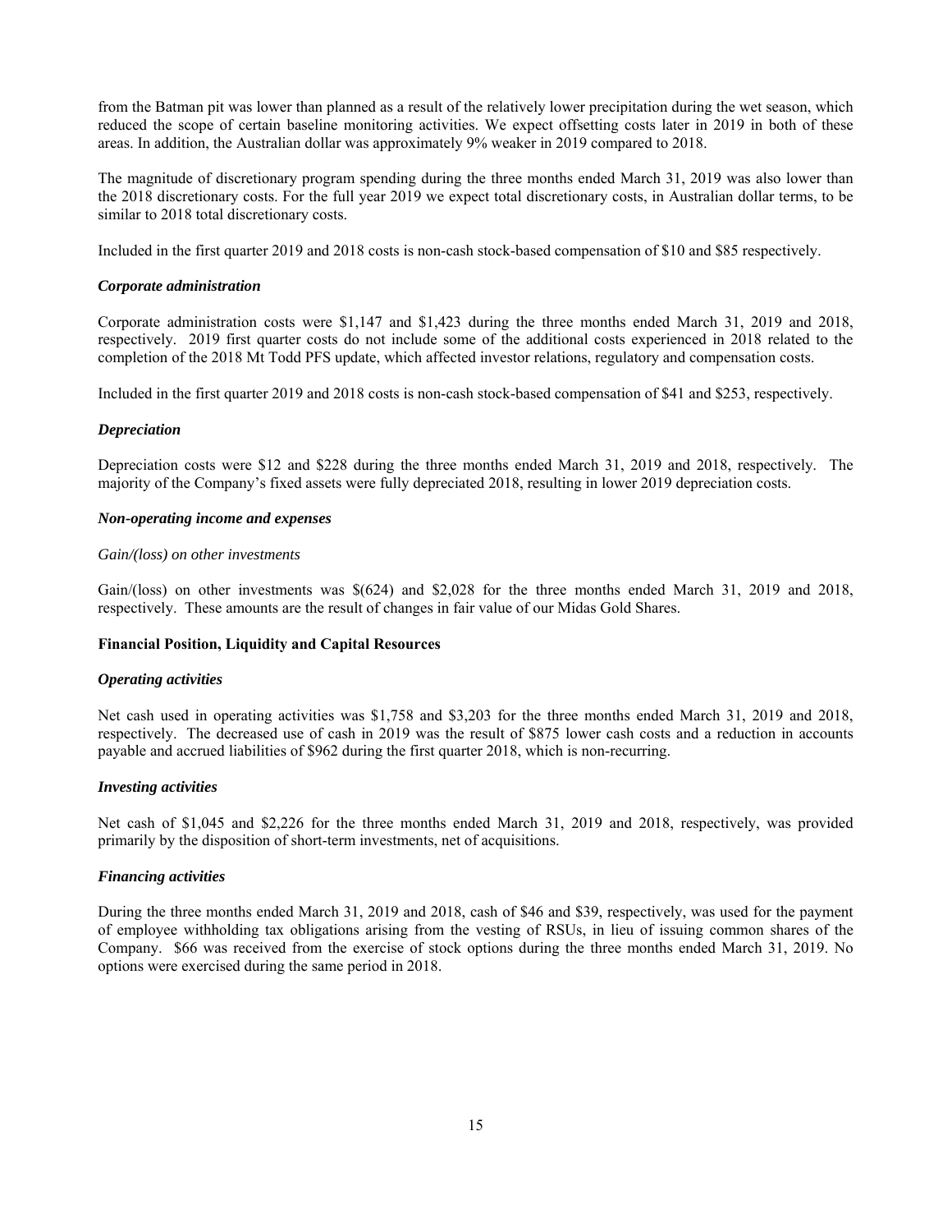from the Batman pit was lower than planned as a result of the relatively lower precipitation during the wet season, which reduced the scope of certain baseline monitoring activities. We expect offsetting costs later in 2019 in both of these areas. In addition, the Australian dollar was approximately 9% weaker in 2019 compared to 2018.

The magnitude of discretionary program spending during the three months ended March 31, 2019 was also lower than the 2018 discretionary costs. For the full year 2019 we expect total discretionary costs, in Australian dollar terms, to be similar to 2018 total discretionary costs.

Included in the first quarter 2019 and 2018 costs is non-cash stock-based compensation of $10 and $85 respectively.

***Corporate administration***

Corporate administration costs were $1,147 and $1,423 during the three months ended March 31, 2019 and 2018, respectively. 2019 first quarter costs do not include some of the additional costs experienced in 2018 related to the completion of the 2018 Mt Todd PFS update, which affected investor relations, regulatory and compensation costs.

Included in the first quarter 2019 and 2018 costs is non-cash stock-based compensation of $41 and $253, respectively.

***Depreciation***

Depreciation costs were $12 and $228 during the three months ended March 31, 2019 and 2018, respectively. The majority of the Company's fixed assets were fully depreciated 2018, resulting in lower 2019 depreciation costs.

***Non-operating income and expenses***

*Gain/(loss) on other investments*

Gain/(loss) on other investments was $(624) and $2,028 for the three months ended March 31, 2019 and 2018, respectively. These amounts are the result of changes in fair value of our Midas Gold Shares.

**Financial Position, Liquidity and Capital Resources**

***Operating activities***

Net cash used in operating activities was $1,758 and $3,203 for the three months ended March 31, 2019 and 2018, respectively. The decreased use of cash in 2019 was the result of $875 lower cash costs and a reduction in accounts payable and accrued liabilities of $962 during the first quarter 2018, which is non-recurring.

***Investing activities***

Net cash of $1,045 and $2,226 for the three months ended March 31, 2019 and 2018, respectively, was provided primarily by the disposition of short-term investments, net of acquisitions.

***Financing activities***

During the three months ended March 31, 2019 and 2018, cash of $46 and $39, respectively, was used for the payment of employee withholding tax obligations arising from the vesting of RSUs, in lieu of issuing common shares of the Company. $66 was received from the exercise of stock options during the three months ended March 31, 2019. No options were exercised during the same period in 2018.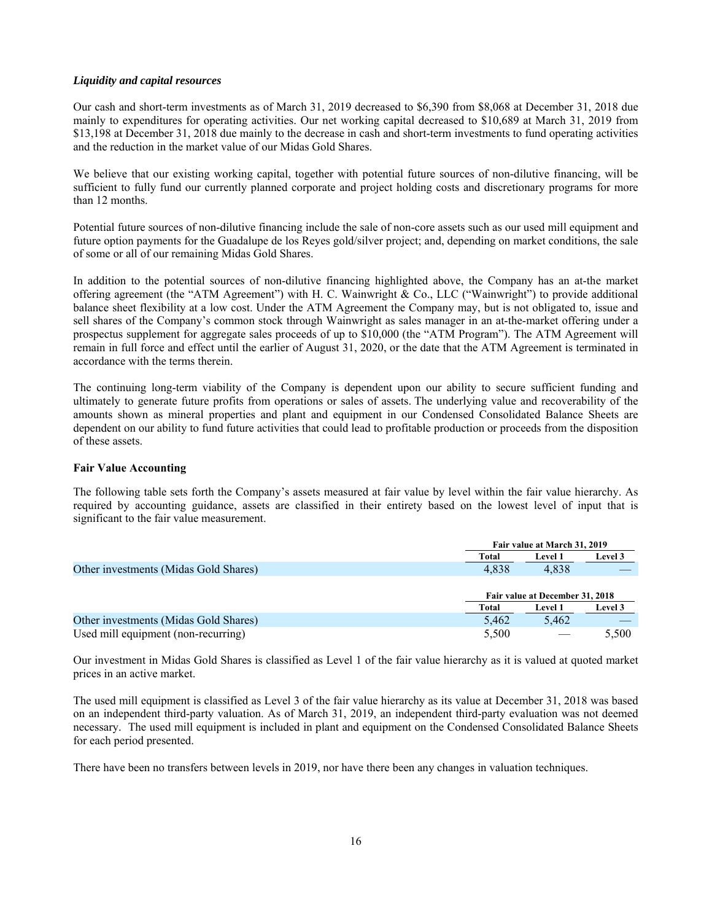### *Liquidity and capital resources*

Our cash and short-term investments as of March 31, 2019 decreased to $6,390 from $8,068 at December 31, 2018 due mainly to expenditures for operating activities. Our net working capital decreased to $10,689 at March 31, 2019 from $13,198 at December 31, 2018 due mainly to the decrease in cash and short-term investments to fund operating activities and the reduction in the market value of our Midas Gold Shares.

We believe that our existing working capital, together with potential future sources of non-dilutive financing, will be sufficient to fully fund our currently planned corporate and project holding costs and discretionary programs for more than 12 months.

Potential future sources of non-dilutive financing include the sale of non-core assets such as our used mill equipment and future option payments for the Guadalupe de los Reyes gold/silver project; and, depending on market conditions, the sale of some or all of our remaining Midas Gold Shares.

In addition to the potential sources of non-dilutive financing highlighted above, the Company has an at-the market offering agreement (the "ATM Agreement") with H. C. Wainwright & Co., LLC ("Wainwright") to provide additional balance sheet flexibility at a low cost. Under the ATM Agreement the Company may, but is not obligated to, issue and sell shares of the Company's common stock through Wainwright as sales manager in an at-the-market offering under a prospectus supplement for aggregate sales proceeds of up to $10,000 (the "ATM Program"). The ATM Agreement will remain in full force and effect until the earlier of August 31, 2020, or the date that the ATM Agreement is terminated in accordance with the terms therein.

The continuing long-term viability of the Company is dependent upon our ability to secure sufficient funding and ultimately to generate future profits from operations or sales of assets. The underlying value and recoverability of the amounts shown as mineral properties and plant and equipment in our Condensed Consolidated Balance Sheets are dependent on our ability to fund future activities that could lead to profitable production or proceeds from the disposition of these assets.

### Fair Value Accounting

The following table sets forth the Company's assets measured at fair value by level within the fair value hierarchy. As required by accounting guidance, assets are classified in their entirety based on the lowest level of input that is significant to the fair value measurement.

| | Fair value at March 31, 2019 | | |
|---|---|---|---|
| | Total | Level 1 | Level 3 |
| Other investments (Midas Gold Shares) | 4,838 | 4,838 | — |

| | Fair value at December 31, 2018 | | |
|---|---|---|---|
| | Total | Level 1 | Level 3 |
| Other investments (Midas Gold Shares) | 5,462 | 5,462 | — |
| Used mill equipment (non-recurring) | 5,500 | — | 5,500 |

Our investment in Midas Gold Shares is classified as Level 1 of the fair value hierarchy as it is valued at quoted market prices in an active market.

The used mill equipment is classified as Level 3 of the fair value hierarchy as its value at December 31, 2018 was based on an independent third-party valuation. As of March 31, 2019, an independent third-party evaluation was not deemed necessary. The used mill equipment is included in plant and equipment on the Condensed Consolidated Balance Sheets for each period presented.

There have been no transfers between levels in 2019, nor have there been any changes in valuation techniques.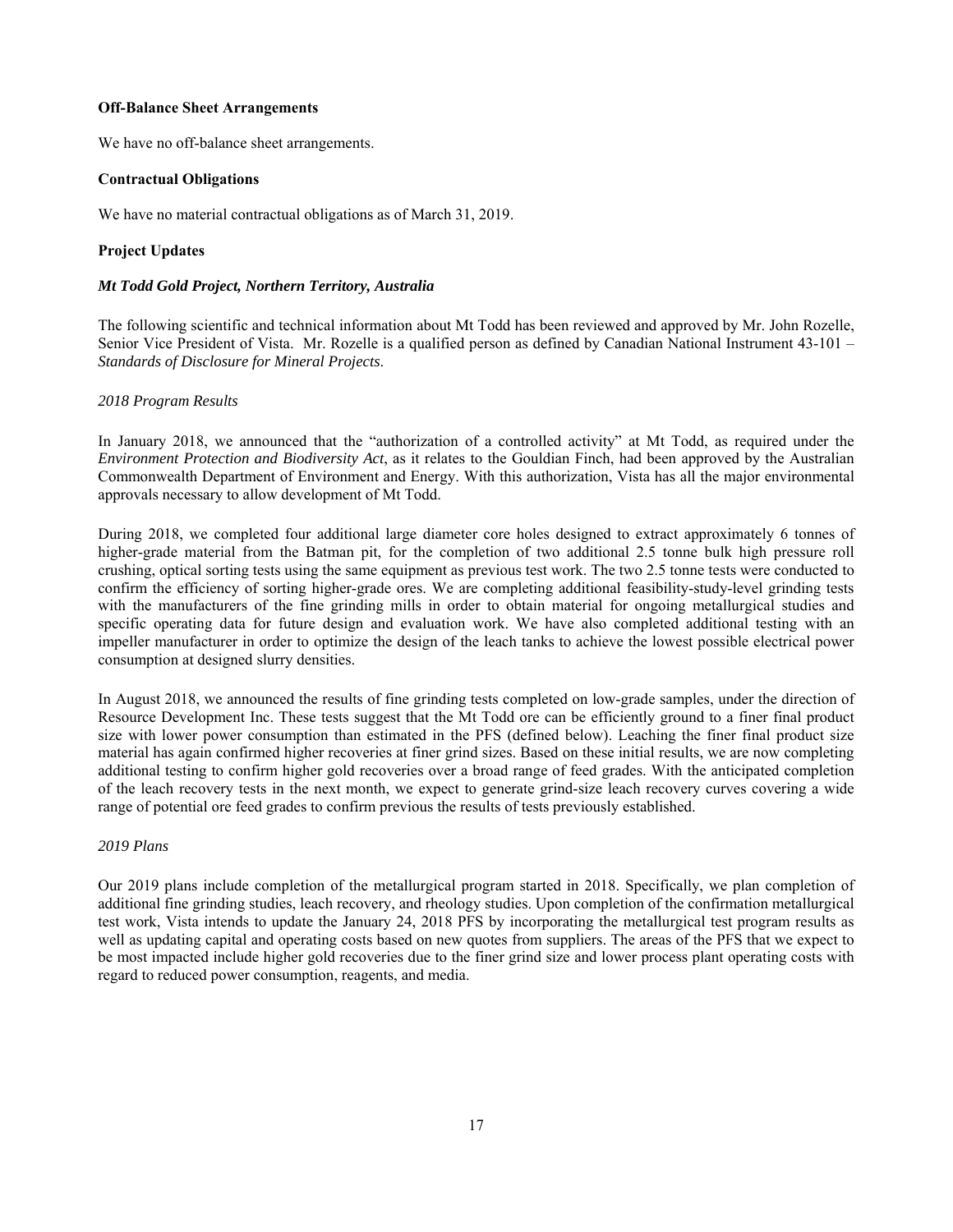**Off-Balance Sheet Arrangements**

We have no off-balance sheet arrangements.

**Contractual Obligations**

We have no material contractual obligations as of March 31, 2019.

**Project Updates**

***Mt Todd Gold Project, Northern Territory, Australia***

The following scientific and technical information about Mt Todd has been reviewed and approved by Mr. John Rozelle, Senior Vice President of Vista. Mr. Rozelle is a qualified person as defined by Canadian National Instrument 43-101 – *Standards of Disclosure for Mineral Projects*.

*2018 Program Results*

In January 2018, we announced that the "authorization of a controlled activity" at Mt Todd, as required under the *Environment Protection and Biodiversity Act*, as it relates to the Gouldian Finch, had been approved by the Australian Commonwealth Department of Environment and Energy. With this authorization, Vista has all the major environmental approvals necessary to allow development of Mt Todd.

During 2018, we completed four additional large diameter core holes designed to extract approximately 6 tonnes of higher-grade material from the Batman pit, for the completion of two additional 2.5 tonne bulk high pressure roll crushing, optical sorting tests using the same equipment as previous test work. The two 2.5 tonne tests were conducted to confirm the efficiency of sorting higher-grade ores. We are completing additional feasibility-study-level grinding tests with the manufacturers of the fine grinding mills in order to obtain material for ongoing metallurgical studies and specific operating data for future design and evaluation work. We have also completed additional testing with an impeller manufacturer in order to optimize the design of the leach tanks to achieve the lowest possible electrical power consumption at designed slurry densities.

In August 2018, we announced the results of fine grinding tests completed on low-grade samples, under the direction of Resource Development Inc. These tests suggest that the Mt Todd ore can be efficiently ground to a finer final product size with lower power consumption than estimated in the PFS (defined below). Leaching the finer final product size material has again confirmed higher recoveries at finer grind sizes. Based on these initial results, we are now completing additional testing to confirm higher gold recoveries over a broad range of feed grades. With the anticipated completion of the leach recovery tests in the next month, we expect to generate grind-size leach recovery curves covering a wide range of potential ore feed grades to confirm previous the results of tests previously established.

*2019 Plans*

Our 2019 plans include completion of the metallurgical program started in 2018. Specifically, we plan completion of additional fine grinding studies, leach recovery, and rheology studies. Upon completion of the confirmation metallurgical test work, Vista intends to update the January 24, 2018 PFS by incorporating the metallurgical test program results as well as updating capital and operating costs based on new quotes from suppliers. The areas of the PFS that we expect to be most impacted include higher gold recoveries due to the finer grind size and lower process plant operating costs with regard to reduced power consumption, reagents, and media.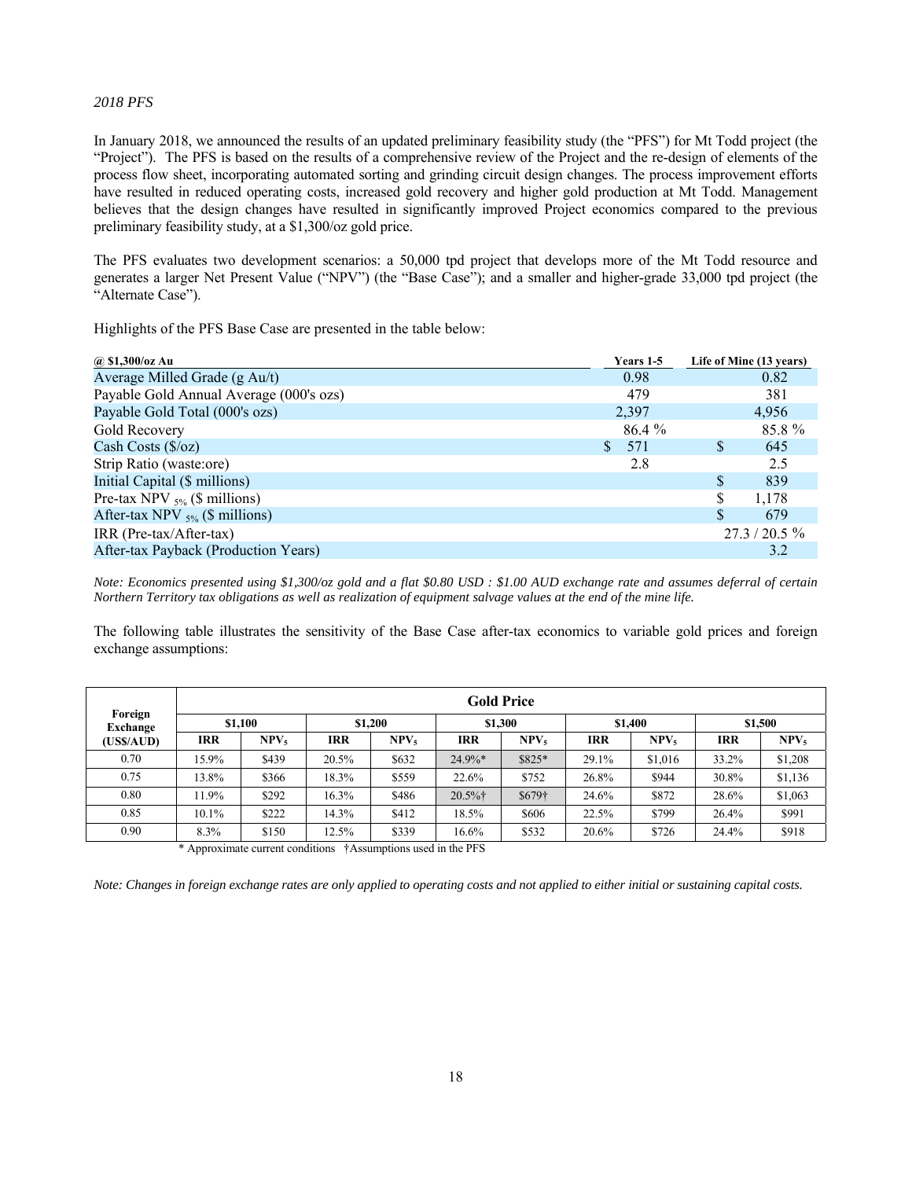*2018 PFS*

In January 2018, we announced the results of an updated preliminary feasibility study (the "PFS") for Mt Todd project (the "Project"). The PFS is based on the results of a comprehensive review of the Project and the re-design of elements of the process flow sheet, incorporating automated sorting and grinding circuit design changes. The process improvement efforts have resulted in reduced operating costs, increased gold recovery and higher gold production at Mt Todd. Management believes that the design changes have resulted in significantly improved Project economics compared to the previous preliminary feasibility study, at a $1,300/oz gold price.

The PFS evaluates two development scenarios: a 50,000 tpd project that develops more of the Mt Todd resource and generates a larger Net Present Value ("NPV") (the "Base Case"); and a smaller and higher-grade 33,000 tpd project (the "Alternate Case").

Highlights of the PFS Base Case are presented in the table below:

| @ $1,300/oz Au | Years 1-5 | Life of Mine (13 years) |
|---|---|---|
| Average Milled Grade (g Au/t) | 0.98 | 0.82 |
| Payable Gold Annual Average (000's ozs) | 479 | 381 |
| Payable Gold Total (000's ozs) | 2,397 | 4,956 |
| Gold Recovery | 86.4 % | 85.8 % |
| Cash Costs ($/oz) | $ 571 | $ 645 |
| Strip Ratio (waste:ore) | 2.8 | 2.5 |
| Initial Capital ($ millions) | | $ 839 |
| Pre-tax NPV $_{5\%}$ ($ millions) | | $ 1,178 |
| After-tax NPV $_{5\%}$ ($ millions) | | $ 679 |
| IRR (Pre-tax/After-tax) | | 27.3 / 20.5 % |
| After-tax Payback (Production Years) | | 3.2 |

*Note: Economics presented using $1,300/oz gold and a flat $0.80 USD : $1.00 AUD exchange rate and assumes deferral of certain Northern Territory tax obligations as well as realization of equipment salvage values at the end of the mine life.*

The following table illustrates the sensitivity of the Base Case after-tax economics to variable gold prices and foreign exchange assumptions:

| Foreign Exchange (US$/AUD) | Gold Price | | | | | | | | | |
|---|---|---|---|---|---|---|---|---|---|---|
| | $1,100 | | $1,200 | | $1,300 | | $1,400 | | $1,500 | |
| | IRR | $NPV_5$ | IRR | $NPV_5$ | IRR | $NPV_5$ | IRR | $NPV_5$ | IRR | $NPV_5$ |
| 0.70 | 15.9% | $439 | 20.5% | $632 | 24.9%* | $825* | 29.1% | $1,016 | 33.2% | $1,208 |
| 0.75 | 13.8% | $366 | 18.3% | $559 | 22.6% | $752 | 26.8% | $944 | 30.8% | $1,136 |
| 0.80 | 11.9% | $292 | 16.3% | $486 | 20.5%† | $679† | 24.6% | $872 | 28.6% | $1,063 |
| 0.85 | 10.1% | $222 | 14.3% | $412 | 18.5% | $606 | 22.5% | $799 | 26.4% | $991 |
| 0.90 | 8.3% | $150 | 12.5% | $339 | 16.6% | $532 | 20.6% | $726 | 24.4% | $918 |

\* Approximate current conditions †Assumptions used in the PFS

*Note: Changes in foreign exchange rates are only applied to operating costs and not applied to either initial or sustaining capital costs.*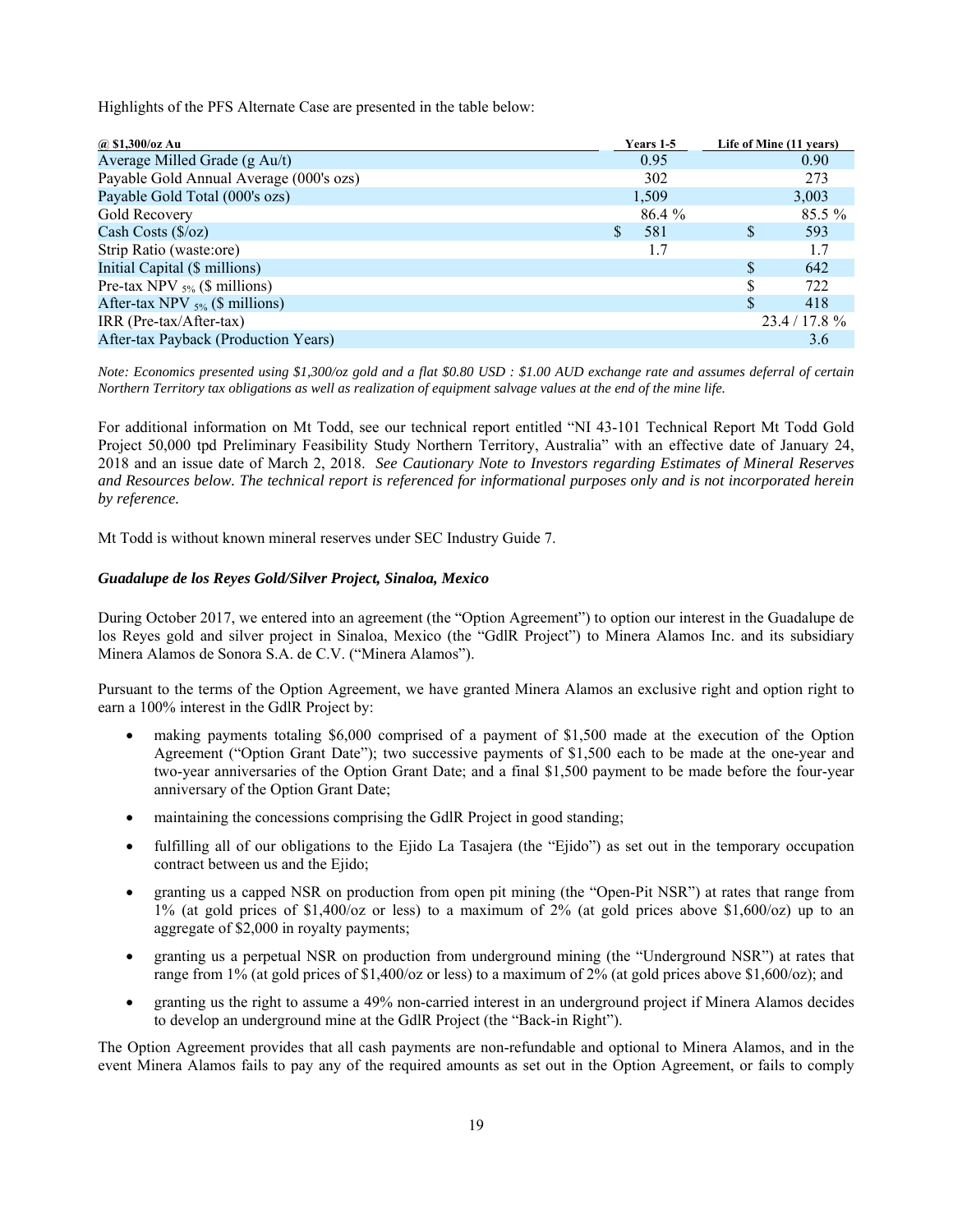Highlights of the PFS Alternate Case are presented in the table below:

| @ $1,300/oz Au | Years 1-5 | Life of Mine (11 years) |
|---|---|---|
| Average Milled Grade (g Au/t) | 0.95 | 0.90 |
| Payable Gold Annual Average (000's ozs) | 302 | 273 |
| Payable Gold Total (000's ozs) | 1,509 | 3,003 |
| Gold Recovery | 86.4 % | 85.5 % |
| Cash Costs ($/oz) | $ 581 | $ 593 |
| Strip Ratio (waste:ore) | 1.7 | 1.7 |
| Initial Capital ($ millions) | | $ 642 |
| Pre-tax NPV $_{5\%}$ ($ millions) | | $ 722 |
| After-tax NPV $_{5\%}$ ($ millions) | | $ 418 |
| IRR (Pre-tax/After-tax) | | 23.4 / 17.8 % |
| After-tax Payback (Production Years) | | 3.6 |

*Note: Economics presented using $1,300/oz gold and a flat $0.80 USD : $1.00 AUD exchange rate and assumes deferral of certain Northern Territory tax obligations as well as realization of equipment salvage values at the end of the mine life.*

For additional information on Mt Todd, see our technical report entitled "NI 43-101 Technical Report Mt Todd Gold Project 50,000 tpd Preliminary Feasibility Study Northern Territory, Australia" with an effective date of January 24, 2018 and an issue date of March 2, 2018. *See Cautionary Note to Investors regarding Estimates of Mineral Reserves and Resources below. The technical report is referenced for informational purposes only and is not incorporated herein by reference.*

Mt Todd is without known mineral reserves under SEC Industry Guide 7.

***Guadalupe de los Reyes Gold/Silver Project, Sinaloa, Mexico***

During October 2017, we entered into an agreement (the "Option Agreement") to option our interest in the Guadalupe de los Reyes gold and silver project in Sinaloa, Mexico (the "GdlR Project") to Minera Alamos Inc. and its subsidiary Minera Alamos de Sonora S.A. de C.V. ("Minera Alamos").

Pursuant to the terms of the Option Agreement, we have granted Minera Alamos an exclusive right and option right to earn a 100% interest in the GdlR Project by:

- making payments totaling $6,000 comprised of a payment of $1,500 made at the execution of the Option Agreement ("Option Grant Date"); two successive payments of $1,500 each to be made at the one-year and two-year anniversaries of the Option Grant Date; and a final $1,500 payment to be made before the four-year anniversary of the Option Grant Date;
- maintaining the concessions comprising the GdlR Project in good standing;
- fulfilling all of our obligations to the Ejido La Tasajera (the "Ejido") as set out in the temporary occupation contract between us and the Ejido;
- granting us a capped NSR on production from open pit mining (the "Open-Pit NSR") at rates that range from 1% (at gold prices of $1,400/oz or less) to a maximum of 2% (at gold prices above $1,600/oz) up to an aggregate of $2,000 in royalty payments;
- granting us a perpetual NSR on production from underground mining (the "Underground NSR") at rates that range from 1% (at gold prices of $1,400/oz or less) to a maximum of 2% (at gold prices above $1,600/oz); and
- granting us the right to assume a 49% non-carried interest in an underground project if Minera Alamos decides to develop an underground mine at the GdlR Project (the "Back-in Right").

The Option Agreement provides that all cash payments are non-refundable and optional to Minera Alamos, and in the event Minera Alamos fails to pay any of the required amounts as set out in the Option Agreement, or fails to comply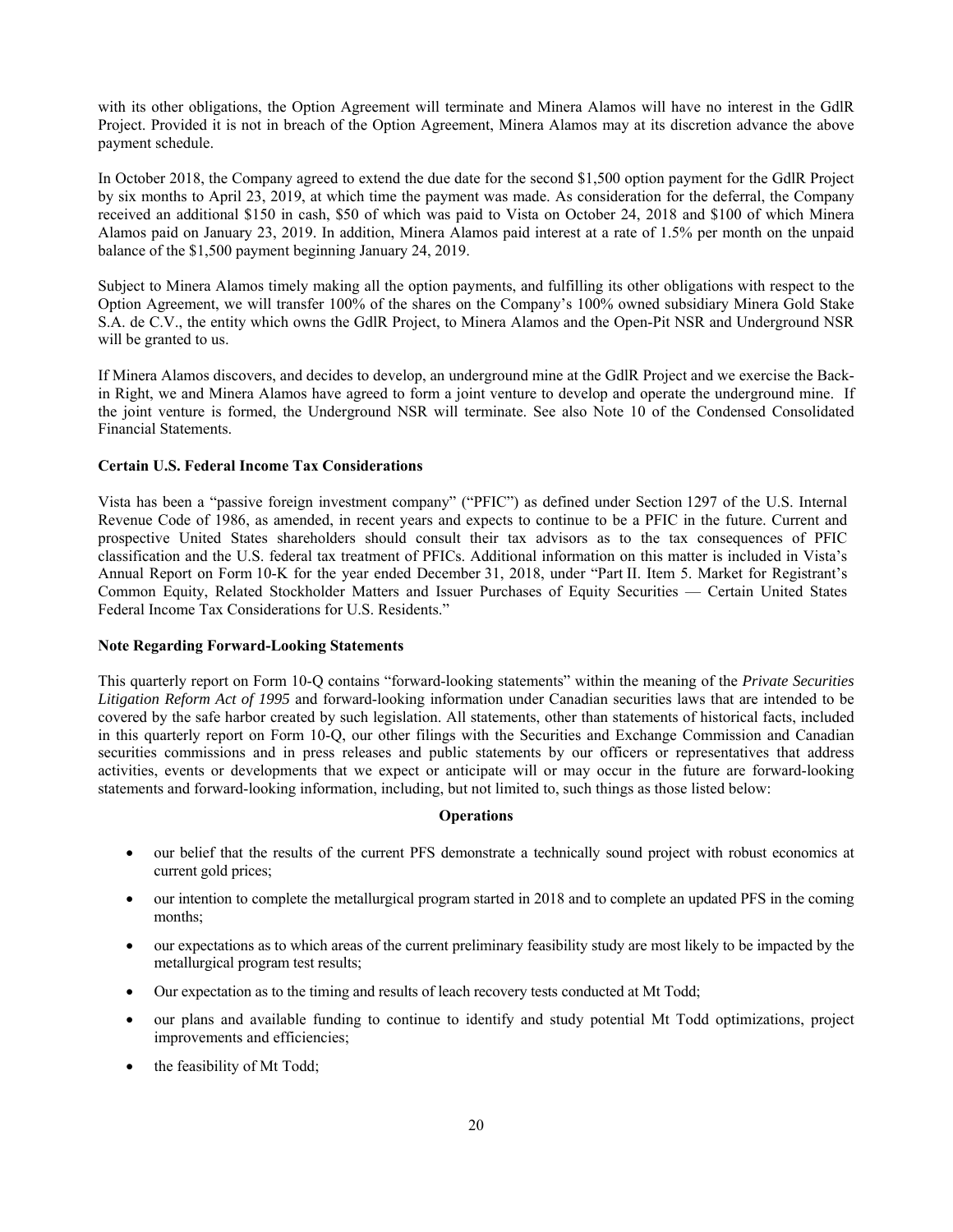with its other obligations, the Option Agreement will terminate and Minera Alamos will have no interest in the GdlR Project. Provided it is not in breach of the Option Agreement, Minera Alamos may at its discretion advance the above payment schedule.

In October 2018, the Company agreed to extend the due date for the second $1,500 option payment for the GdlR Project by six months to April 23, 2019, at which time the payment was made. As consideration for the deferral, the Company received an additional $150 in cash, $50 of which was paid to Vista on October 24, 2018 and $100 of which Minera Alamos paid on January 23, 2019. In addition, Minera Alamos paid interest at a rate of 1.5% per month on the unpaid balance of the $1,500 payment beginning January 24, 2019.

Subject to Minera Alamos timely making all the option payments, and fulfilling its other obligations with respect to the Option Agreement, we will transfer 100% of the shares on the Company's 100% owned subsidiary Minera Gold Stake S.A. de C.V., the entity which owns the GdlR Project, to Minera Alamos and the Open-Pit NSR and Underground NSR will be granted to us.

If Minera Alamos discovers, and decides to develop, an underground mine at the GdlR Project and we exercise the Back-in Right, we and Minera Alamos have agreed to form a joint venture to develop and operate the underground mine. If the joint venture is formed, the Underground NSR will terminate. See also Note 10 of the Condensed Consolidated Financial Statements.

**Certain U.S. Federal Income Tax Considerations**

Vista has been a "passive foreign investment company" ("PFIC") as defined under Section 1297 of the U.S. Internal Revenue Code of 1986, as amended, in recent years and expects to continue to be a PFIC in the future. Current and prospective United States shareholders should consult their tax advisors as to the tax consequences of PFIC classification and the U.S. federal tax treatment of PFICs. Additional information on this matter is included in Vista's Annual Report on Form 10-K for the year ended December 31, 2018, under "Part II. Item 5. Market for Registrant's Common Equity, Related Stockholder Matters and Issuer Purchases of Equity Securities — Certain United States Federal Income Tax Considerations for U.S. Residents."

**Note Regarding Forward-Looking Statements**

This quarterly report on Form 10-Q contains "forward-looking statements" within the meaning of the *Private Securities Litigation Reform Act of 1995* and forward-looking information under Canadian securities laws that are intended to be covered by the safe harbor created by such legislation. All statements, other than statements of historical facts, included in this quarterly report on Form 10-Q, our other filings with the Securities and Exchange Commission and Canadian securities commissions and in press releases and public statements by our officers or representatives that address activities, events or developments that we expect or anticipate will or may occur in the future are forward-looking statements and forward-looking information, including, but not limited to, such things as those listed below:

**Operations**

- our belief that the results of the current PFS demonstrate a technically sound project with robust economics at current gold prices;
- our intention to complete the metallurgical program started in 2018 and to complete an updated PFS in the coming months;
- our expectations as to which areas of the current preliminary feasibility study are most likely to be impacted by the metallurgical program test results;
- Our expectation as to the timing and results of leach recovery tests conducted at Mt Todd;
- our plans and available funding to continue to identify and study potential Mt Todd optimizations, project improvements and efficiencies;
- the feasibility of Mt Todd;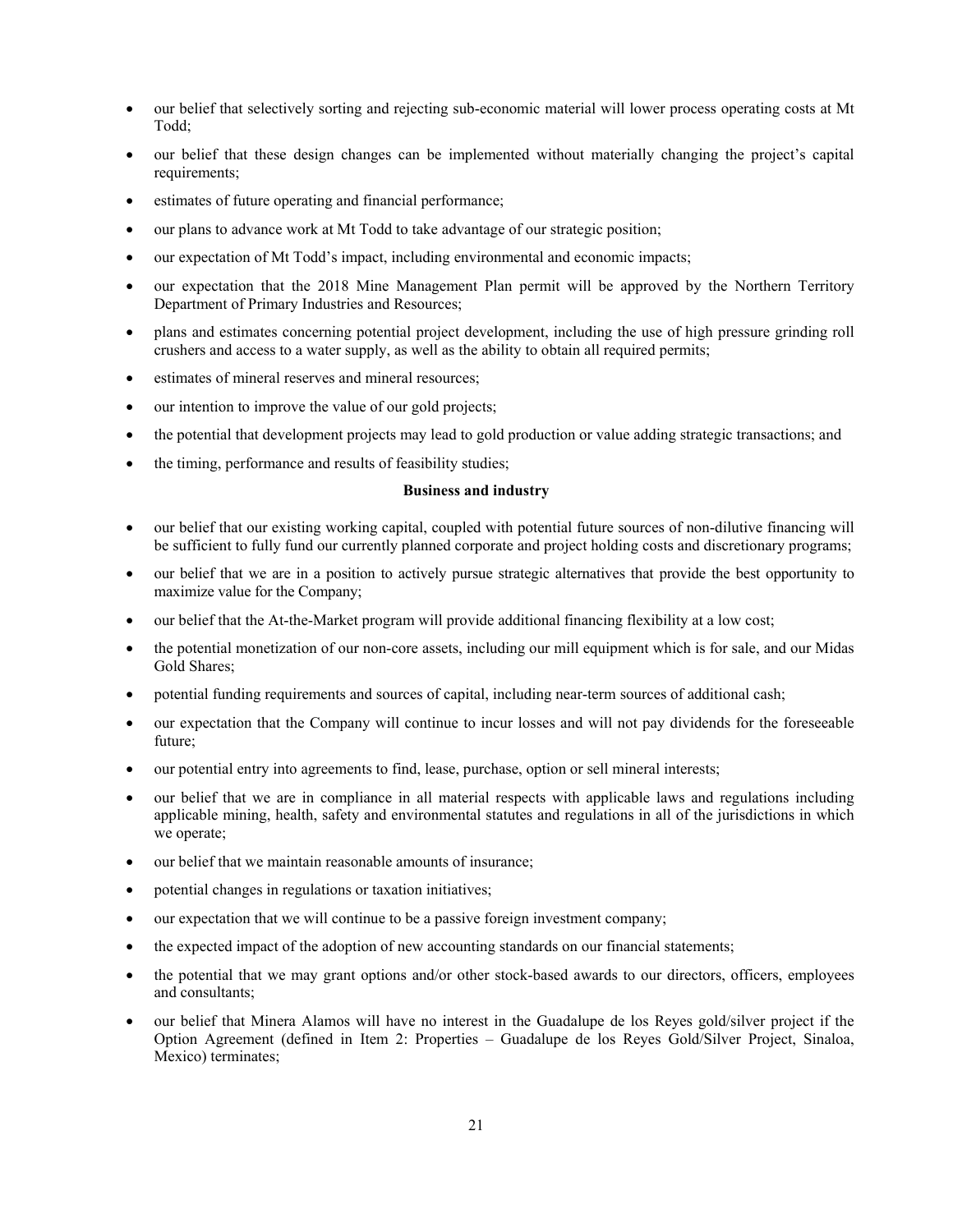- our belief that selectively sorting and rejecting sub-economic material will lower process operating costs at Mt Todd;
- our belief that these design changes can be implemented without materially changing the project's capital requirements;
- estimates of future operating and financial performance;
- our plans to advance work at Mt Todd to take advantage of our strategic position;
- our expectation of Mt Todd's impact, including environmental and economic impacts;
- our expectation that the 2018 Mine Management Plan permit will be approved by the Northern Territory Department of Primary Industries and Resources;
- plans and estimates concerning potential project development, including the use of high pressure grinding roll crushers and access to a water supply, as well as the ability to obtain all required permits;
- estimates of mineral reserves and mineral resources;
- our intention to improve the value of our gold projects;
- the potential that development projects may lead to gold production or value adding strategic transactions; and
- the timing, performance and results of feasibility studies;

**Business and industry**

- our belief that our existing working capital, coupled with potential future sources of non-dilutive financing will be sufficient to fully fund our currently planned corporate and project holding costs and discretionary programs;
- our belief that we are in a position to actively pursue strategic alternatives that provide the best opportunity to maximize value for the Company;
- our belief that the At-the-Market program will provide additional financing flexibility at a low cost;
- the potential monetization of our non-core assets, including our mill equipment which is for sale, and our Midas Gold Shares;
- potential funding requirements and sources of capital, including near-term sources of additional cash;
- our expectation that the Company will continue to incur losses and will not pay dividends for the foreseeable future;
- our potential entry into agreements to find, lease, purchase, option or sell mineral interests;
- our belief that we are in compliance in all material respects with applicable laws and regulations including applicable mining, health, safety and environmental statutes and regulations in all of the jurisdictions in which we operate;
- our belief that we maintain reasonable amounts of insurance;
- potential changes in regulations or taxation initiatives;
- our expectation that we will continue to be a passive foreign investment company;
- the expected impact of the adoption of new accounting standards on our financial statements;
- the potential that we may grant options and/or other stock-based awards to our directors, officers, employees and consultants;
- our belief that Minera Alamos will have no interest in the Guadalupe de los Reyes gold/silver project if the Option Agreement (defined in Item 2: Properties – Guadalupe de los Reyes Gold/Silver Project, Sinaloa, Mexico) terminates;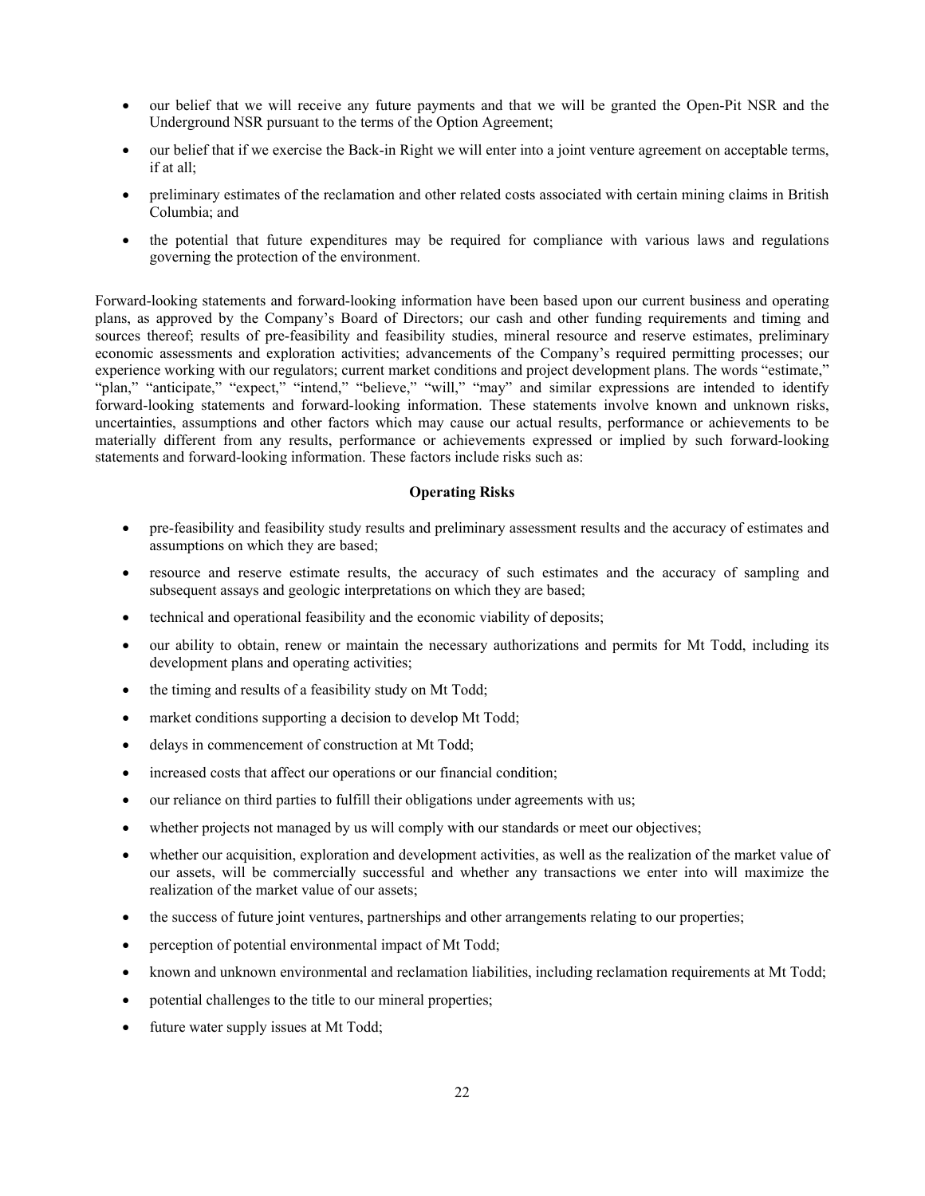- our belief that we will receive any future payments and that we will be granted the Open-Pit NSR and the Underground NSR pursuant to the terms of the Option Agreement;
- our belief that if we exercise the Back-in Right we will enter into a joint venture agreement on acceptable terms, if at all;
- preliminary estimates of the reclamation and other related costs associated with certain mining claims in British Columbia; and
- the potential that future expenditures may be required for compliance with various laws and regulations governing the protection of the environment.

Forward-looking statements and forward-looking information have been based upon our current business and operating plans, as approved by the Company's Board of Directors; our cash and other funding requirements and timing and sources thereof; results of pre-feasibility and feasibility studies, mineral resource and reserve estimates, preliminary economic assessments and exploration activities; advancements of the Company's required permitting processes; our experience working with our regulators; current market conditions and project development plans. The words "estimate," "plan," "anticipate," "expect," "intend," "believe," "will," "may" and similar expressions are intended to identify forward-looking statements and forward-looking information. These statements involve known and unknown risks, uncertainties, assumptions and other factors which may cause our actual results, performance or achievements to be materially different from any results, performance or achievements expressed or implied by such forward-looking statements and forward-looking information. These factors include risks such as:

**Operating Risks**

- pre-feasibility and feasibility study results and preliminary assessment results and the accuracy of estimates and assumptions on which they are based;
- resource and reserve estimate results, the accuracy of such estimates and the accuracy of sampling and subsequent assays and geologic interpretations on which they are based;
- technical and operational feasibility and the economic viability of deposits;
- our ability to obtain, renew or maintain the necessary authorizations and permits for Mt Todd, including its development plans and operating activities;
- the timing and results of a feasibility study on Mt Todd;
- market conditions supporting a decision to develop Mt Todd;
- delays in commencement of construction at Mt Todd;
- increased costs that affect our operations or our financial condition;
- our reliance on third parties to fulfill their obligations under agreements with us;
- whether projects not managed by us will comply with our standards or meet our objectives;
- whether our acquisition, exploration and development activities, as well as the realization of the market value of our assets, will be commercially successful and whether any transactions we enter into will maximize the realization of the market value of our assets;
- the success of future joint ventures, partnerships and other arrangements relating to our properties;
- perception of potential environmental impact of Mt Todd;
- known and unknown environmental and reclamation liabilities, including reclamation requirements at Mt Todd;
- potential challenges to the title to our mineral properties;
- future water supply issues at Mt Todd;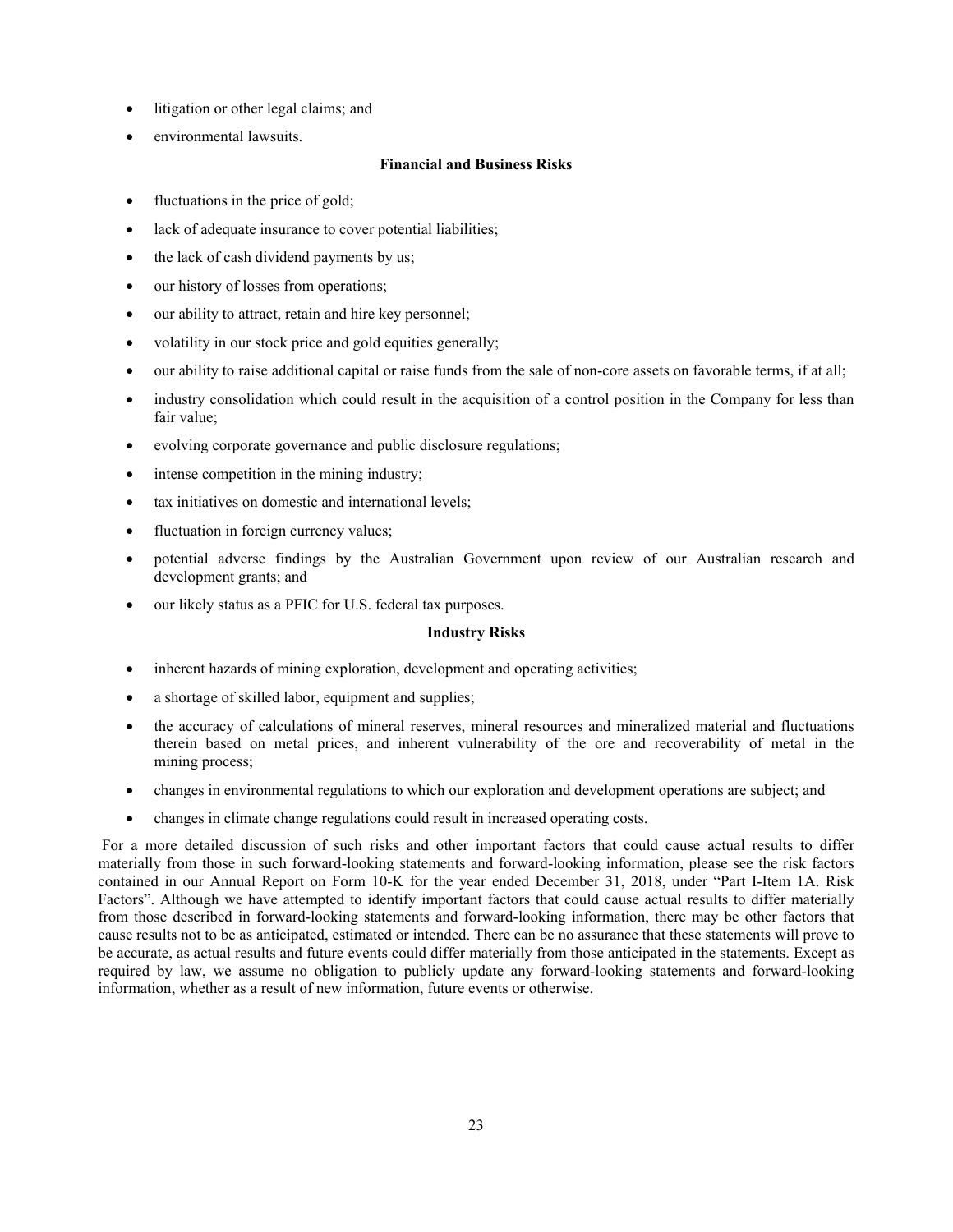- litigation or other legal claims; and
- environmental lawsuits.

**Financial and Business Risks**

- fluctuations in the price of gold;
- lack of adequate insurance to cover potential liabilities;
- the lack of cash dividend payments by us;
- our history of losses from operations;
- our ability to attract, retain and hire key personnel;
- volatility in our stock price and gold equities generally;
- our ability to raise additional capital or raise funds from the sale of non-core assets on favorable terms, if at all;
- industry consolidation which could result in the acquisition of a control position in the Company for less than fair value;
- evolving corporate governance and public disclosure regulations;
- intense competition in the mining industry;
- tax initiatives on domestic and international levels;
- fluctuation in foreign currency values;
- potential adverse findings by the Australian Government upon review of our Australian research and development grants; and
- our likely status as a PFIC for U.S. federal tax purposes.

**Industry Risks**

- inherent hazards of mining exploration, development and operating activities;
- a shortage of skilled labor, equipment and supplies;
- the accuracy of calculations of mineral reserves, mineral resources and mineralized material and fluctuations therein based on metal prices, and inherent vulnerability of the ore and recoverability of metal in the mining process;
- changes in environmental regulations to which our exploration and development operations are subject; and
- changes in climate change regulations could result in increased operating costs.

For a more detailed discussion of such risks and other important factors that could cause actual results to differ materially from those in such forward-looking statements and forward-looking information, please see the risk factors contained in our Annual Report on Form 10-K for the year ended December 31, 2018, under "Part I-Item 1A. Risk Factors". Although we have attempted to identify important factors that could cause actual results to differ materially from those described in forward-looking statements and forward-looking information, there may be other factors that cause results not to be as anticipated, estimated or intended. There can be no assurance that these statements will prove to be accurate, as actual results and future events could differ materially from those anticipated in the statements. Except as required by law, we assume no obligation to publicly update any forward-looking statements and forward-looking information, whether as a result of new information, future events or otherwise.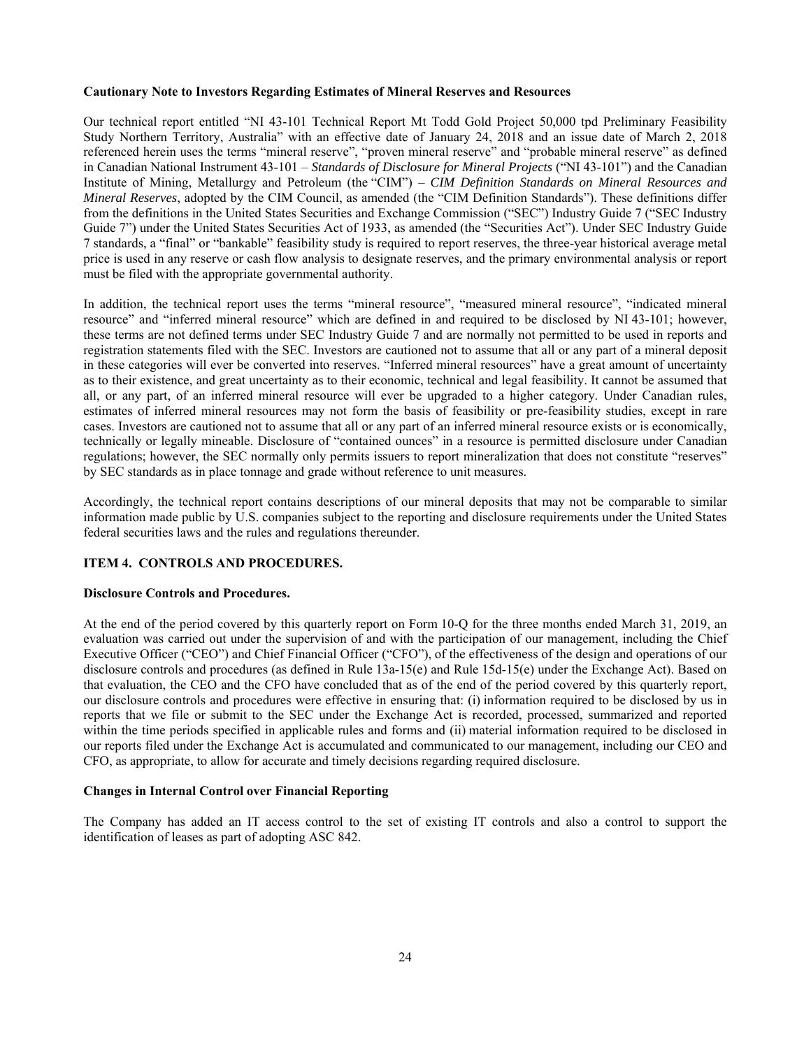**Cautionary Note to Investors Regarding Estimates of Mineral Reserves and Resources**

Our technical report entitled "NI 43-101 Technical Report Mt Todd Gold Project 50,000 tpd Preliminary Feasibility Study Northern Territory, Australia" with an effective date of January 24, 2018 and an issue date of March 2, 2018 referenced herein uses the terms "mineral reserve", "proven mineral reserve" and "probable mineral reserve" as defined in Canadian National Instrument 43-101 – *Standards of Disclosure for Mineral Projects* ("NI 43-101") and the Canadian Institute of Mining, Metallurgy and Petroleum (the "CIM") – *CIM Definition Standards on Mineral Resources and Mineral Reserves*, adopted by the CIM Council, as amended (the "CIM Definition Standards"). These definitions differ from the definitions in the United States Securities and Exchange Commission ("SEC") Industry Guide 7 ("SEC Industry Guide 7") under the United States Securities Act of 1933, as amended (the "Securities Act"). Under SEC Industry Guide 7 standards, a "final" or "bankable" feasibility study is required to report reserves, the three-year historical average metal price is used in any reserve or cash flow analysis to designate reserves, and the primary environmental analysis or report must be filed with the appropriate governmental authority.

In addition, the technical report uses the terms "mineral resource", "measured mineral resource", "indicated mineral resource" and "inferred mineral resource" which are defined in and required to be disclosed by NI 43-101; however, these terms are not defined terms under SEC Industry Guide 7 and are normally not permitted to be used in reports and registration statements filed with the SEC. Investors are cautioned not to assume that all or any part of a mineral deposit in these categories will ever be converted into reserves. "Inferred mineral resources" have a great amount of uncertainty as to their existence, and great uncertainty as to their economic, technical and legal feasibility. It cannot be assumed that all, or any part, of an inferred mineral resource will ever be upgraded to a higher category. Under Canadian rules, estimates of inferred mineral resources may not form the basis of feasibility or pre-feasibility studies, except in rare cases. Investors are cautioned not to assume that all or any part of an inferred mineral resource exists or is economically, technically or legally mineable. Disclosure of "contained ounces" in a resource is permitted disclosure under Canadian regulations; however, the SEC normally only permits issuers to report mineralization that does not constitute "reserves" by SEC standards as in place tonnage and grade without reference to unit measures.

Accordingly, the technical report contains descriptions of our mineral deposits that may not be comparable to similar information made public by U.S. companies subject to the reporting and disclosure requirements under the United States federal securities laws and the rules and regulations thereunder.

## ITEM 4. CONTROLS AND PROCEDURES.

**Disclosure Controls and Procedures.**

At the end of the period covered by this quarterly report on Form 10-Q for the three months ended March 31, 2019, an evaluation was carried out under the supervision of and with the participation of our management, including the Chief Executive Officer ("CEO") and Chief Financial Officer ("CFO"), of the effectiveness of the design and operations of our disclosure controls and procedures (as defined in Rule 13a-15(e) and Rule 15d-15(e) under the Exchange Act). Based on that evaluation, the CEO and the CFO have concluded that as of the end of the period covered by this quarterly report, our disclosure controls and procedures were effective in ensuring that: (i) information required to be disclosed by us in reports that we file or submit to the SEC under the Exchange Act is recorded, processed, summarized and reported within the time periods specified in applicable rules and forms and (ii) material information required to be disclosed in our reports filed under the Exchange Act is accumulated and communicated to our management, including our CEO and CFO, as appropriate, to allow for accurate and timely decisions regarding required disclosure.

**Changes in Internal Control over Financial Reporting**

The Company has added an IT access control to the set of existing IT controls and also a control to support the identification of leases as part of adopting ASC 842.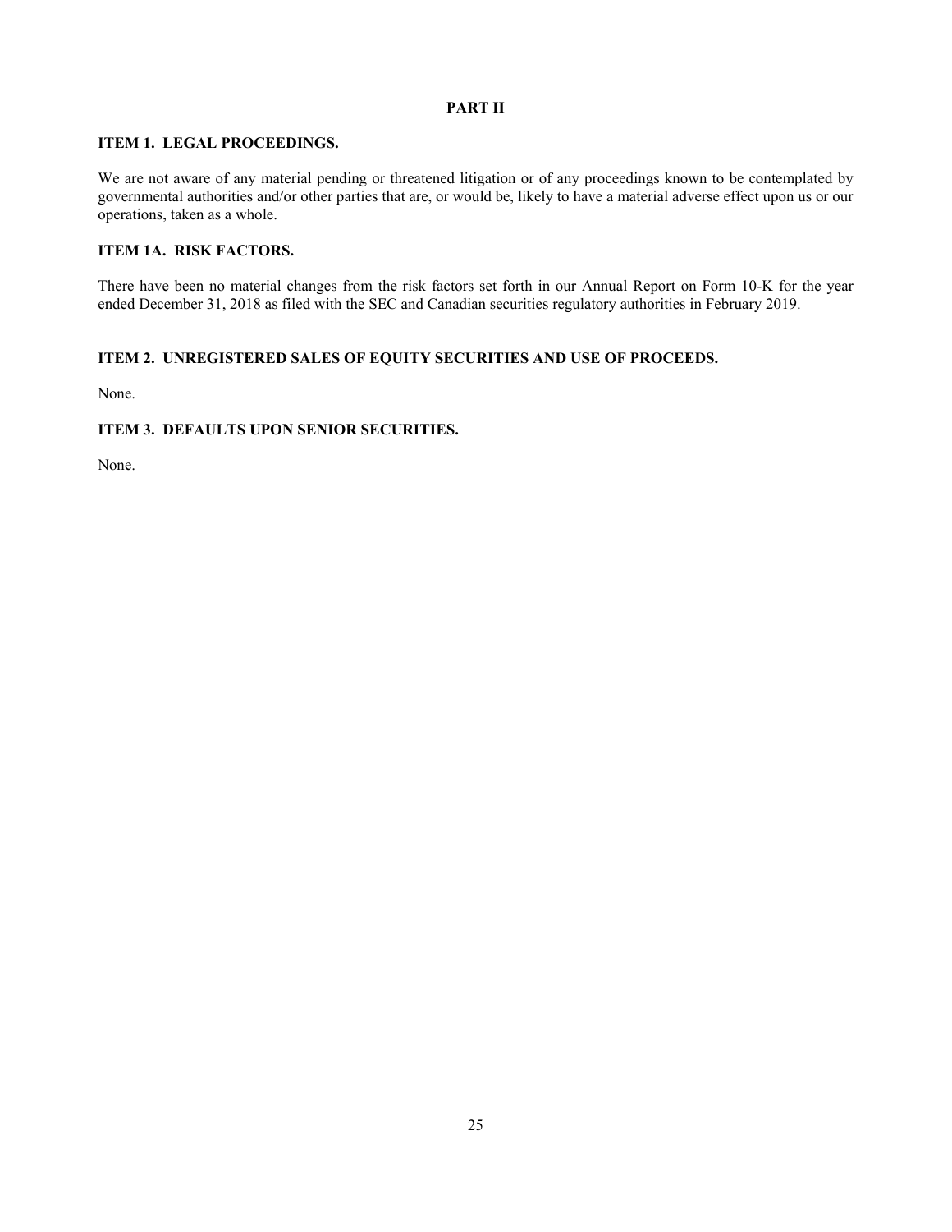# PART II

## ITEM 1. LEGAL PROCEEDINGS.

We are not aware of any material pending or threatened litigation or of any proceedings known to be contemplated by governmental authorities and/or other parties that are, or would be, likely to have a material adverse effect upon us or our operations, taken as a whole.

## ITEM 1A. RISK FACTORS.

There have been no material changes from the risk factors set forth in our Annual Report on Form 10-K for the year ended December 31, 2018 as filed with the SEC and Canadian securities regulatory authorities in February 2019.

## ITEM 2. UNREGISTERED SALES OF EQUITY SECURITIES AND USE OF PROCEEDS.

None.

## ITEM 3. DEFAULTS UPON SENIOR SECURITIES.

None.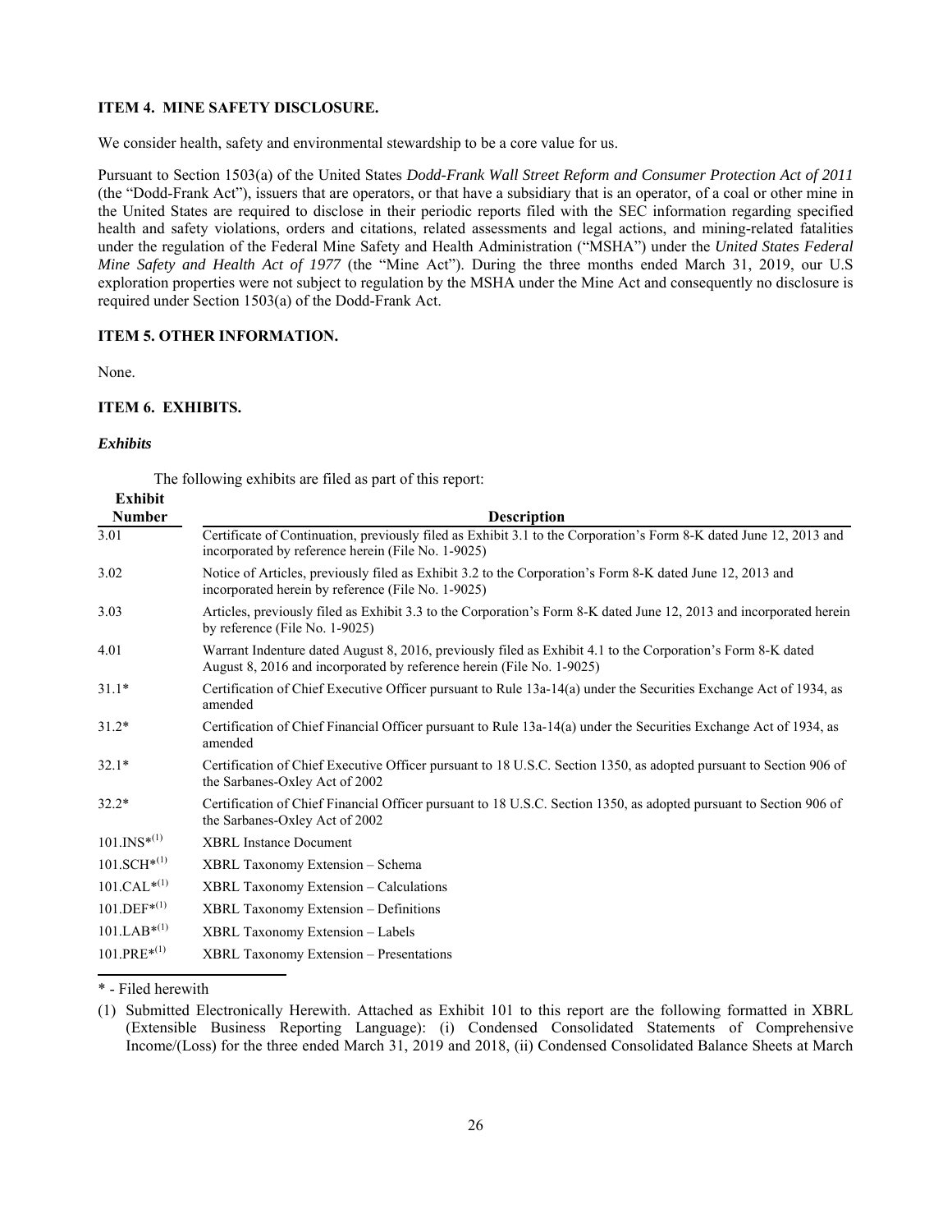### ITEM 4. MINE SAFETY DISCLOSURE.

We consider health, safety and environmental stewardship to be a core value for us.

Pursuant to Section 1503(a) of the United States *Dodd-Frank Wall Street Reform and Consumer Protection Act of 2011* (the "Dodd-Frank Act"), issuers that are operators, or that have a subsidiary that is an operator, of a coal or other mine in the United States are required to disclose in their periodic reports filed with the SEC information regarding specified health and safety violations, orders and citations, related assessments and legal actions, and mining-related fatalities under the regulation of the Federal Mine Safety and Health Administration ("MSHA") under the *United States Federal Mine Safety and Health Act of 1977* (the "Mine Act"). During the three months ended March 31, 2019, our U.S exploration properties were not subject to regulation by the MSHA under the Mine Act and consequently no disclosure is required under Section 1503(a) of the Dodd-Frank Act.

### ITEM 5. OTHER INFORMATION.

None.

### ITEM 6. EXHIBITS.

***Exhibits***

The following exhibits are filed as part of this report:

| Exhibit Number | Description |
|---|---|
| 3.01 | Certificate of Continuation, previously filed as Exhibit 3.1 to the Corporation's Form 8-K dated June 12, 2013 and incorporated by reference herein (File No. 1-9025) |
| 3.02 | Notice of Articles, previously filed as Exhibit 3.2 to the Corporation's Form 8-K dated June 12, 2013 and incorporated herein by reference (File No. 1-9025) |
| 3.03 | Articles, previously filed as Exhibit 3.3 to the Corporation's Form 8-K dated June 12, 2013 and incorporated herein by reference (File No. 1-9025) |
| 4.01 | Warrant Indenture dated August 8, 2016, previously filed as Exhibit 4.1 to the Corporation's Form 8-K dated August 8, 2016 and incorporated by reference herein (File No. 1-9025) |
| 31.1* | Certification of Chief Executive Officer pursuant to Rule 13a-14(a) under the Securities Exchange Act of 1934, as amended |
| 31.2* | Certification of Chief Financial Officer pursuant to Rule 13a-14(a) under the Securities Exchange Act of 1934, as amended |
| 32.1* | Certification of Chief Executive Officer pursuant to 18 U.S.C. Section 1350, as adopted pursuant to Section 906 of the Sarbanes-Oxley Act of 2002 |
| 32.2* | Certification of Chief Financial Officer pursuant to 18 U.S.C. Section 1350, as adopted pursuant to Section 906 of the Sarbanes-Oxley Act of 2002 |
| 101.INS*(1) | XBRL Instance Document |
| 101.SCH*(1) | XBRL Taxonomy Extension – Schema |
| 101.CAL*(1) | XBRL Taxonomy Extension – Calculations |
| 101.DEF*(1) | XBRL Taxonomy Extension – Definitions |
| 101.LAB*(1) | XBRL Taxonomy Extension – Labels |
| 101.PRE*(1) | XBRL Taxonomy Extension – Presentations |

\* - Filed herewith

(1) Submitted Electronically Herewith. Attached as Exhibit 101 to this report are the following formatted in XBRL (Extensible Business Reporting Language): (i) Condensed Consolidated Statements of Comprehensive Income/(Loss) for the three ended March 31, 2019 and 2018, (ii) Condensed Consolidated Balance Sheets at March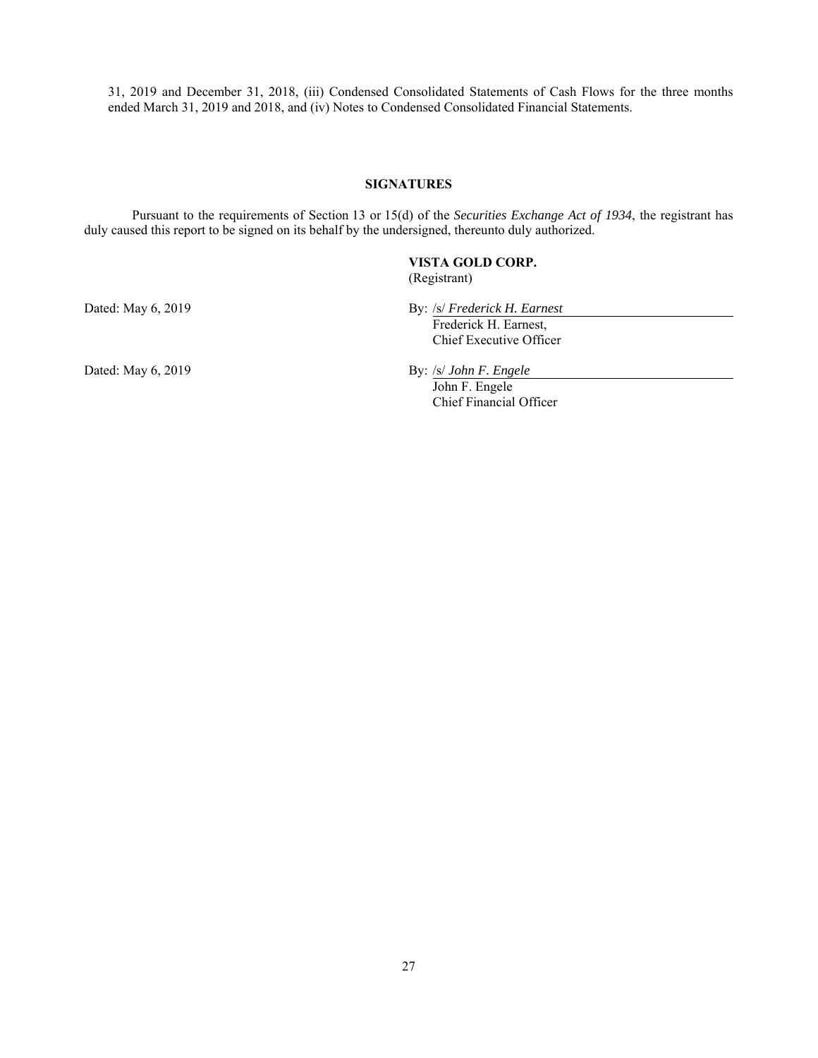31, 2019 and December 31, 2018, (iii) Condensed Consolidated Statements of Cash Flows for the three months ended March 31, 2019 and 2018, and (iv) Notes to Condensed Consolidated Financial Statements.

## SIGNATURES

Pursuant to the requirements of Section 13 or 15(d) of the *Securities Exchange Act of 1934*, the registrant has duly caused this report to be signed on its behalf by the undersigned, thereunto duly authorized.

**VISTA GOLD CORP.**
(Registrant)

Dated: May 6, 2019

By: /s/ *Frederick H. Earnest*
Frederick H. Earnest,
Chief Executive Officer

Dated: May 6, 2019

By: /s/ *John F. Engele*
John F. Engele
Chief Financial Officer